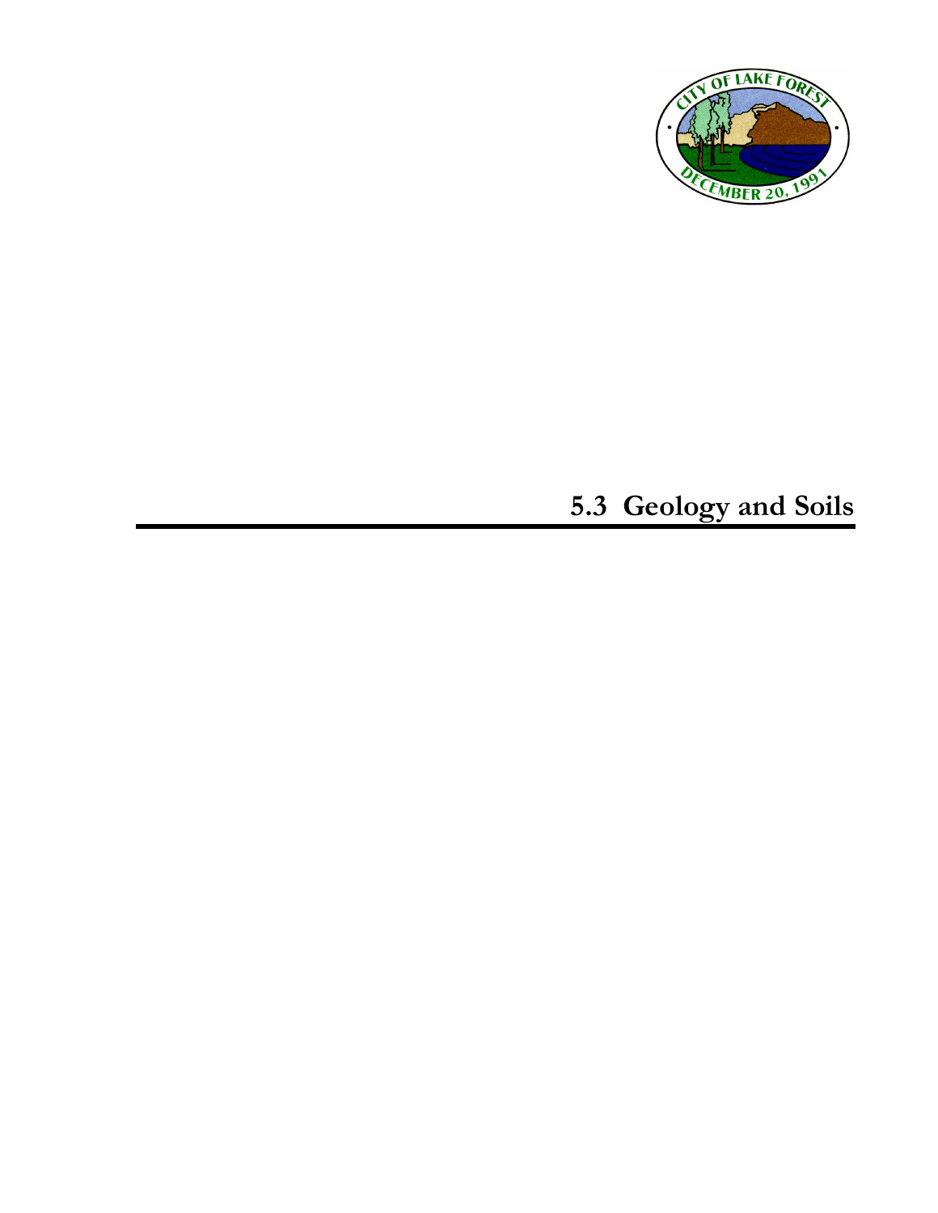# 5.3 Geology and Soils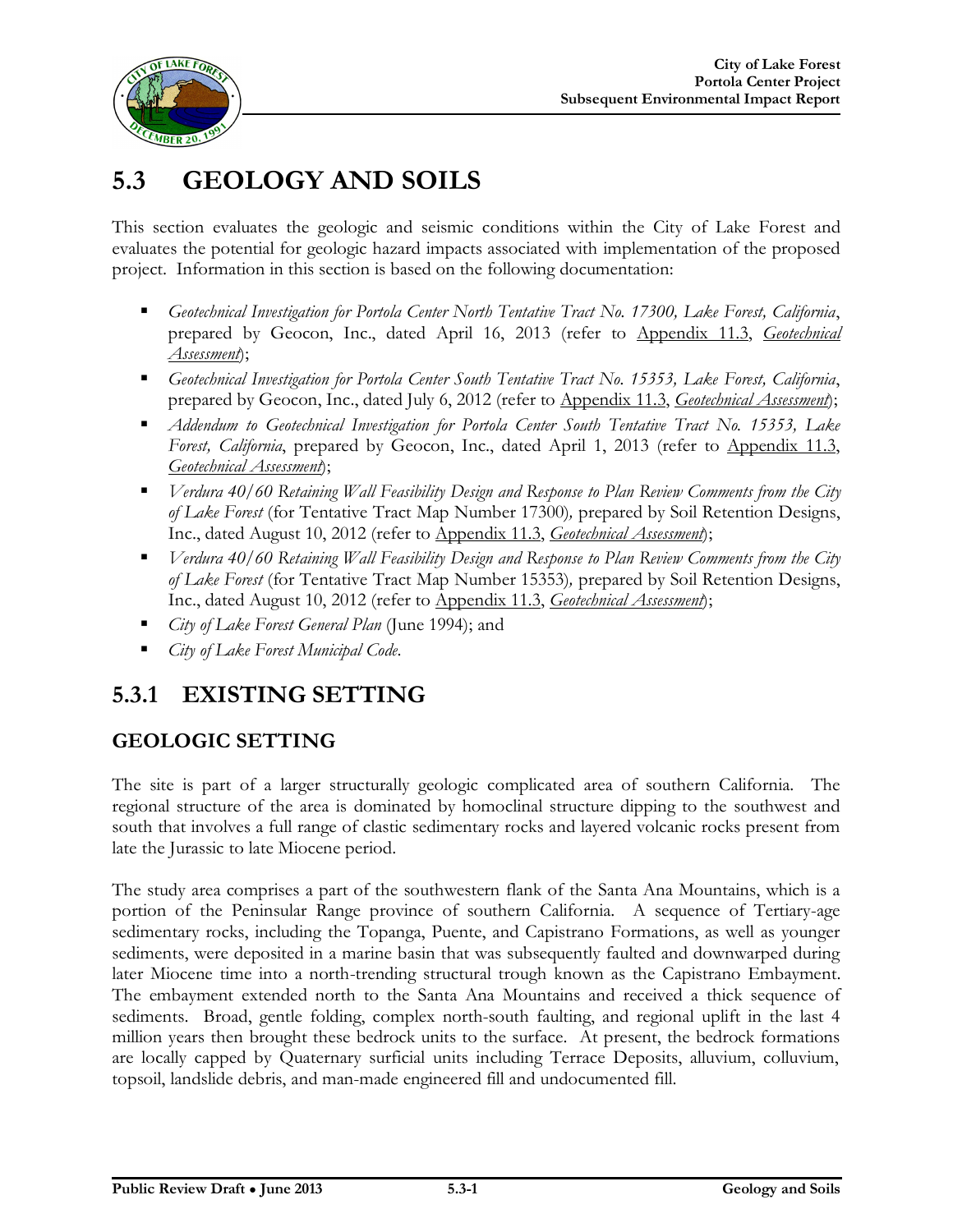# 5.3 GEOLOGY AND SOILS

This section evaluates the geologic and seismic conditions within the City of Lake Forest and evaluates the potential for geologic hazard impacts associated with implementation of the proposed project. Information in this section is based on the following documentation:

- *Geotechnical Investigation for Portola Center North Tentative Tract No. 17300, Lake Forest, California*, prepared by Geocon, Inc., dated April 16, 2013 (refer to Appendix 11.3, *Geotechnical Assessment*);
- *Geotechnical Investigation for Portola Center South Tentative Tract No. 15353, Lake Forest, California*, prepared by Geocon, Inc., dated July 6, 2012 (refer to Appendix 11.3, *Geotechnical Assessment*);
- *Addendum to Geotechnical Investigation for Portola Center South Tentative Tract No. 15353, Lake Forest, California*, prepared by Geocon, Inc., dated April 1, 2013 (refer to Appendix 11.3, *Geotechnical Assessment*);
- *Verdura 40/60 Retaining Wall Feasibility Design and Response to Plan Review Comments from the City of Lake Forest* (for Tentative Tract Map Number 17300), prepared by Soil Retention Designs, Inc., dated August 10, 2012 (refer to Appendix 11.3, *Geotechnical Assessment*);
- *Verdura 40/60 Retaining Wall Feasibility Design and Response to Plan Review Comments from the City of Lake Forest* (for Tentative Tract Map Number 15353), prepared by Soil Retention Designs, Inc., dated August 10, 2012 (refer to Appendix 11.3, *Geotechnical Assessment*);
- *City of Lake Forest General Plan* (June 1994); and
- *City of Lake Forest Municipal Code*.

## 5.3.1 EXISTING SETTING

### GEOLOGIC SETTING

The site is part of a larger structurally geologic complicated area of southern California. The regional structure of the area is dominated by homoclinal structure dipping to the southwest and south that involves a full range of clastic sedimentary rocks and layered volcanic rocks present from late the Jurassic to late Miocene period.

The study area comprises a part of the southwestern flank of the Santa Ana Mountains, which is a portion of the Peninsular Range province of southern California. A sequence of Tertiary-age sedimentary rocks, including the Topanga, Puente, and Capistrano Formations, as well as younger sediments, were deposited in a marine basin that was subsequently faulted and downwarped during later Miocene time into a north-trending structural trough known as the Capistrano Embayment. The embayment extended north to the Santa Ana Mountains and received a thick sequence of sediments. Broad, gentle folding, complex north-south faulting, and regional uplift in the last 4 million years then brought these bedrock units to the surface. At present, the bedrock formations are locally capped by Quaternary surficial units including Terrace Deposits, alluvium, colluvium, topsoil, landslide debris, and man-made engineered fill and undocumented fill.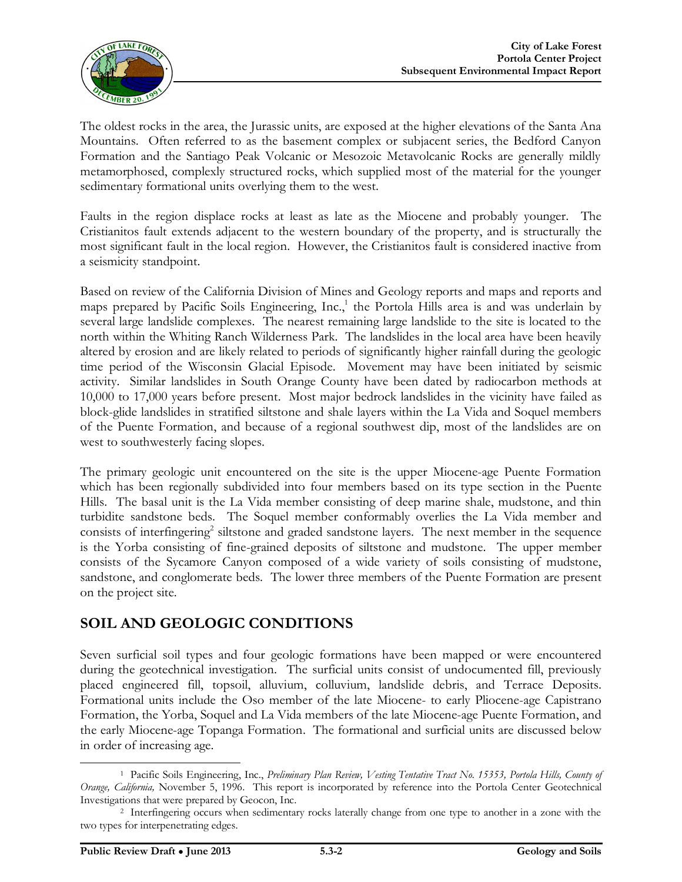The oldest rocks in the area, the Jurassic units, are exposed at the higher elevations of the Santa Ana Mountains. Often referred to as the basement complex or subjacent series, the Bedford Canyon Formation and the Santiago Peak Volcanic or Mesozoic Metavolcanic Rocks are generally mildly metamorphosed, complexly structured rocks, which supplied most of the material for the younger sedimentary formational units overlying them to the west.

Faults in the region displace rocks at least as late as the Miocene and probably younger. The Cristianitos fault extends adjacent to the western boundary of the property, and is structurally the most significant fault in the local region. However, the Cristianitos fault is considered inactive from a seismicity standpoint.

Based on review of the California Division of Mines and Geology reports and maps and reports and maps prepared by Pacific Soils Engineering, Inc.,[1] the Portola Hills area is and was underlain by several large landslide complexes. The nearest remaining large landslide to the site is located to the north within the Whiting Ranch Wilderness Park. The landslides in the local area have been heavily altered by erosion and are likely related to periods of significantly higher rainfall during the geologic time period of the Wisconsin Glacial Episode. Movement may have been initiated by seismic activity. Similar landslides in South Orange County have been dated by radiocarbon methods at 10,000 to 17,000 years before present. Most major bedrock landslides in the vicinity have failed as block-glide landslides in stratified siltstone and shale layers within the La Vida and Soquel members of the Puente Formation, and because of a regional southwest dip, most of the landslides are on west to southwesterly facing slopes.

The primary geologic unit encountered on the site is the upper Miocene-age Puente Formation which has been regionally subdivided into four members based on its type section in the Puente Hills. The basal unit is the La Vida member consisting of deep marine shale, mudstone, and thin turbidite sandstone beds. The Soquel member conformably overlies the La Vida member and consists of interfingering[2] siltstone and graded sandstone layers. The next member in the sequence is the Yorba consisting of fine-grained deposits of siltstone and mudstone. The upper member consists of the Sycamore Canyon composed of a wide variety of soils consisting of mudstone, sandstone, and conglomerate beds. The lower three members of the Puente Formation are present on the project site.

## SOIL AND GEOLOGIC CONDITIONS

Seven surficial soil types and four geologic formations have been mapped or were encountered during the geotechnical investigation. The surficial units consist of undocumented fill, previously placed engineered fill, topsoil, alluvium, colluvium, landslide debris, and Terrace Deposits. Formational units include the Oso member of the late Miocene- to early Pliocene-age Capistrano Formation, the Yorba, Soquel and La Vida members of the late Miocene-age Puente Formation, and the early Miocene-age Topanga Formation. The formational and surficial units are discussed below in order of increasing age.

---

[1] Pacific Soils Engineering, Inc., *Preliminary Plan Review, Vesting Tentative Tract No. 15353, Portola Hills, County of Orange, California,* November 5, 1996. This report is incorporated by reference into the Portola Center Geotechnical Investigations that were prepared by Geocon, Inc.

[2] Interfingering occurs when sedimentary rocks laterally change from one type to another in a zone with the two types for interpenetrating edges.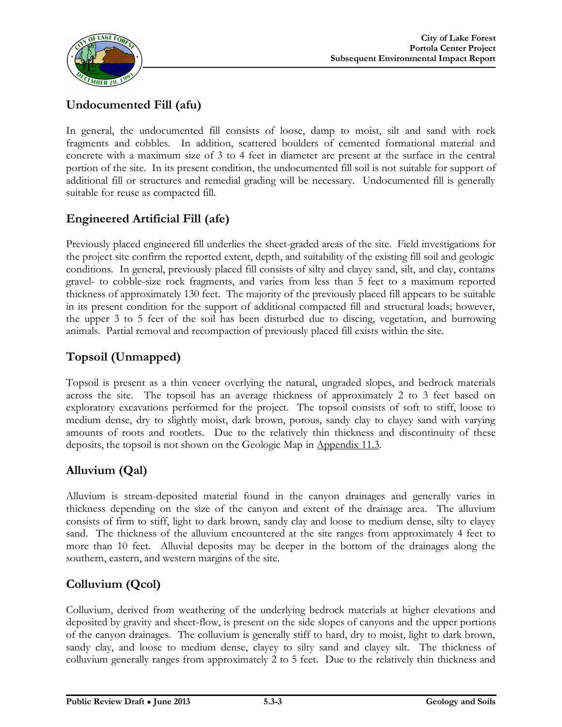## Undocumented Fill (afu)

In general, the undocumented fill consists of loose, damp to moist, silt and sand with rock fragments and cobbles. In addition, scattered boulders of cemented formational material and concrete with a maximum size of 3 to 4 feet in diameter are present at the surface in the central portion of the site. In its present condition, the undocumented fill soil is not suitable for support of additional fill or structures and remedial grading will be necessary. Undocumented fill is generally suitable for reuse as compacted fill.

## Engineered Artificial Fill (afe)

Previously placed engineered fill underlies the sheet-graded areas of the site. Field investigations for the project site confirm the reported extent, depth, and suitability of the existing fill soil and geologic conditions. In general, previously placed fill consists of silty and clayey sand, silt, and clay, contains gravel- to cobble-size rock fragments, and varies from less than 5 feet to a maximum reported thickness of approximately 130 feet. The majority of the previously placed fill appears to be suitable in its present condition for the support of additional compacted fill and structural loads; however, the upper 3 to 5 feet of the soil has been disturbed due to discing, vegetation, and burrowing animals. Partial removal and recompaction of previously placed fill exists within the site.

## Topsoil (Unmapped)

Topsoil is present as a thin veneer overlying the natural, ungraded slopes, and bedrock materials across the site. The topsoil has an average thickness of approximately 2 to 3 feet based on exploratory excavations performed for the project. The topsoil consists of soft to stiff, loose to medium dense, dry to slightly moist, dark brown, porous, sandy clay to clayey sand with varying amounts of roots and rootlets. Due to the relatively thin thickness and discontinuity of these deposits, the topsoil is not shown on the Geologic Map in Appendix 11.3.

## Alluvium (Qal)

Alluvium is stream-deposited material found in the canyon drainages and generally varies in thickness depending on the size of the canyon and extent of the drainage area. The alluvium consists of firm to stiff, light to dark brown, sandy clay and loose to medium dense, silty to clayey sand. The thickness of the alluvium encountered at the site ranges from approximately 4 feet to more than 10 feet. Alluvial deposits may be deeper in the bottom of the drainages along the southern, eastern, and western margins of the site.

## Colluvium (Qcol)

Colluvium, derived from weathering of the underlying bedrock materials at higher elevations and deposited by gravity and sheet-flow, is present on the side slopes of canyons and the upper portions of the canyon drainages. The colluvium is generally stiff to hard, dry to moist, light to dark brown, sandy clay, and loose to medium dense, clayey to silty sand and clayey silt. The thickness of colluvium generally ranges from approximately 2 to 5 feet. Due to the relatively thin thickness and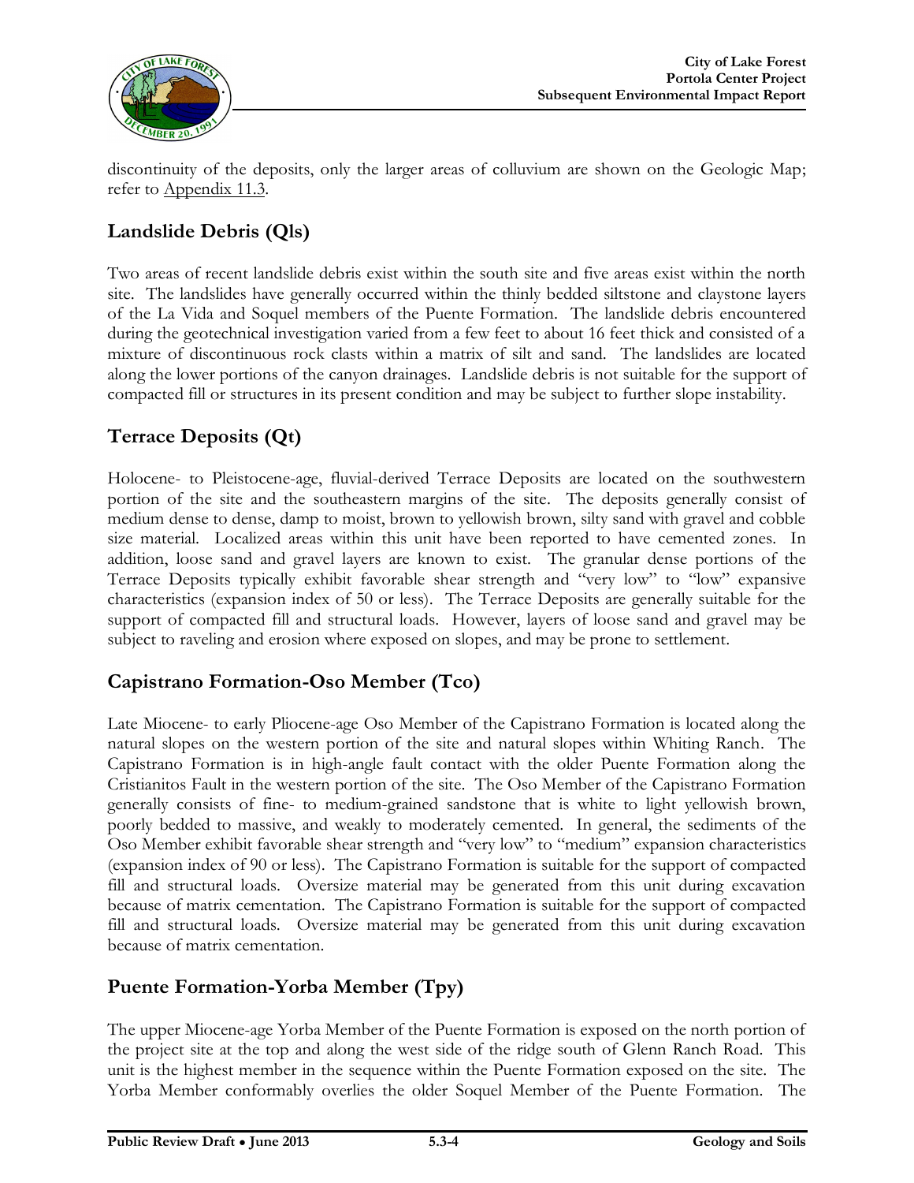discontinuity of the deposits, only the larger areas of colluvium are shown on the Geologic Map; refer to Appendix 11.3.

## Landslide Debris (Qls)

Two areas of recent landslide debris exist within the south site and five areas exist within the north site. The landslides have generally occurred within the thinly bedded siltstone and claystone layers of the La Vida and Soquel members of the Puente Formation. The landslide debris encountered during the geotechnical investigation varied from a few feet to about 16 feet thick and consisted of a mixture of discontinuous rock clasts within a matrix of silt and sand. The landslides are located along the lower portions of the canyon drainages. Landslide debris is not suitable for the support of compacted fill or structures in its present condition and may be subject to further slope instability.

## Terrace Deposits (Qt)

Holocene- to Pleistocene-age, fluvial-derived Terrace Deposits are located on the southwestern portion of the site and the southeastern margins of the site. The deposits generally consist of medium dense to dense, damp to moist, brown to yellowish brown, silty sand with gravel and cobble size material. Localized areas within this unit have been reported to have cemented zones. In addition, loose sand and gravel layers are known to exist. The granular dense portions of the Terrace Deposits typically exhibit favorable shear strength and "very low" to "low" expansive characteristics (expansion index of 50 or less). The Terrace Deposits are generally suitable for the support of compacted fill and structural loads. However, layers of loose sand and gravel may be subject to raveling and erosion where exposed on slopes, and may be prone to settlement.

## Capistrano Formation-Oso Member (Tco)

Late Miocene- to early Pliocene-age Oso Member of the Capistrano Formation is located along the natural slopes on the western portion of the site and natural slopes within Whiting Ranch. The Capistrano Formation is in high-angle fault contact with the older Puente Formation along the Cristianitos Fault in the western portion of the site. The Oso Member of the Capistrano Formation generally consists of fine- to medium-grained sandstone that is white to light yellowish brown, poorly bedded to massive, and weakly to moderately cemented. In general, the sediments of the Oso Member exhibit favorable shear strength and "very low" to "medium" expansion characteristics (expansion index of 90 or less). The Capistrano Formation is suitable for the support of compacted fill and structural loads. Oversize material may be generated from this unit during excavation because of matrix cementation. The Capistrano Formation is suitable for the support of compacted fill and structural loads. Oversize material may be generated from this unit during excavation because of matrix cementation.

## Puente Formation-Yorba Member (Tpy)

The upper Miocene-age Yorba Member of the Puente Formation is exposed on the north portion of the project site at the top and along the west side of the ridge south of Glenn Ranch Road. This unit is the highest member in the sequence within the Puente Formation exposed on the site. The Yorba Member conformably overlies the older Soquel Member of the Puente Formation. The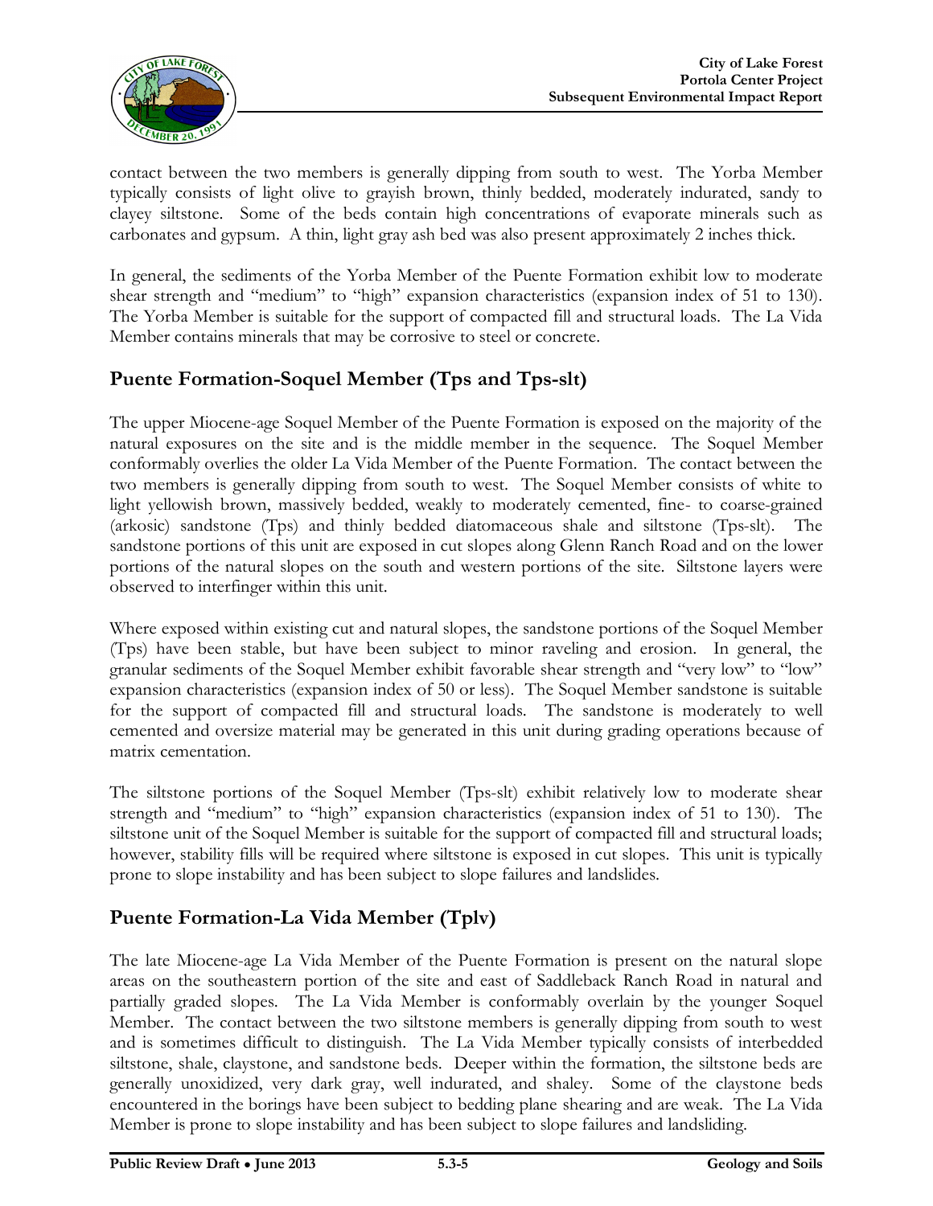contact between the two members is generally dipping from south to west. The Yorba Member typically consists of light olive to grayish brown, thinly bedded, moderately indurated, sandy to clayey siltstone. Some of the beds contain high concentrations of evaporate minerals such as carbonates and gypsum. A thin, light gray ash bed was also present approximately 2 inches thick.

In general, the sediments of the Yorba Member of the Puente Formation exhibit low to moderate shear strength and "medium" to "high" expansion characteristics (expansion index of 51 to 130). The Yorba Member is suitable for the support of compacted fill and structural loads. The La Vida Member contains minerals that may be corrosive to steel or concrete.

## Puente Formation-Soquel Member (Tps and Tps-slt)

The upper Miocene-age Soquel Member of the Puente Formation is exposed on the majority of the natural exposures on the site and is the middle member in the sequence. The Soquel Member conformably overlies the older La Vida Member of the Puente Formation. The contact between the two members is generally dipping from south to west. The Soquel Member consists of white to light yellowish brown, massively bedded, weakly to moderately cemented, fine- to coarse-grained (arkosic) sandstone (Tps) and thinly bedded diatomaceous shale and siltstone (Tps-slt). The sandstone portions of this unit are exposed in cut slopes along Glenn Ranch Road and on the lower portions of the natural slopes on the south and western portions of the site. Siltstone layers were observed to interfinger within this unit.

Where exposed within existing cut and natural slopes, the sandstone portions of the Soquel Member (Tps) have been stable, but have been subject to minor raveling and erosion. In general, the granular sediments of the Soquel Member exhibit favorable shear strength and "very low" to "low" expansion characteristics (expansion index of 50 or less). The Soquel Member sandstone is suitable for the support of compacted fill and structural loads. The sandstone is moderately to well cemented and oversize material may be generated in this unit during grading operations because of matrix cementation.

The siltstone portions of the Soquel Member (Tps-slt) exhibit relatively low to moderate shear strength and "medium" to "high" expansion characteristics (expansion index of 51 to 130). The siltstone unit of the Soquel Member is suitable for the support of compacted fill and structural loads; however, stability fills will be required where siltstone is exposed in cut slopes. This unit is typically prone to slope instability and has been subject to slope failures and landslides.

## Puente Formation-La Vida Member (Tplv)

The late Miocene-age La Vida Member of the Puente Formation is present on the natural slope areas on the southeastern portion of the site and east of Saddleback Ranch Road in natural and partially graded slopes. The La Vida Member is conformably overlain by the younger Soquel Member. The contact between the two siltstone members is generally dipping from south to west and is sometimes difficult to distinguish. The La Vida Member typically consists of interbedded siltstone, shale, claystone, and sandstone beds. Deeper within the formation, the siltstone beds are generally unoxidized, very dark gray, well indurated, and shaley. Some of the claystone beds encountered in the borings have been subject to bedding plane shearing and are weak. The La Vida Member is prone to slope instability and has been subject to slope failures and landsliding.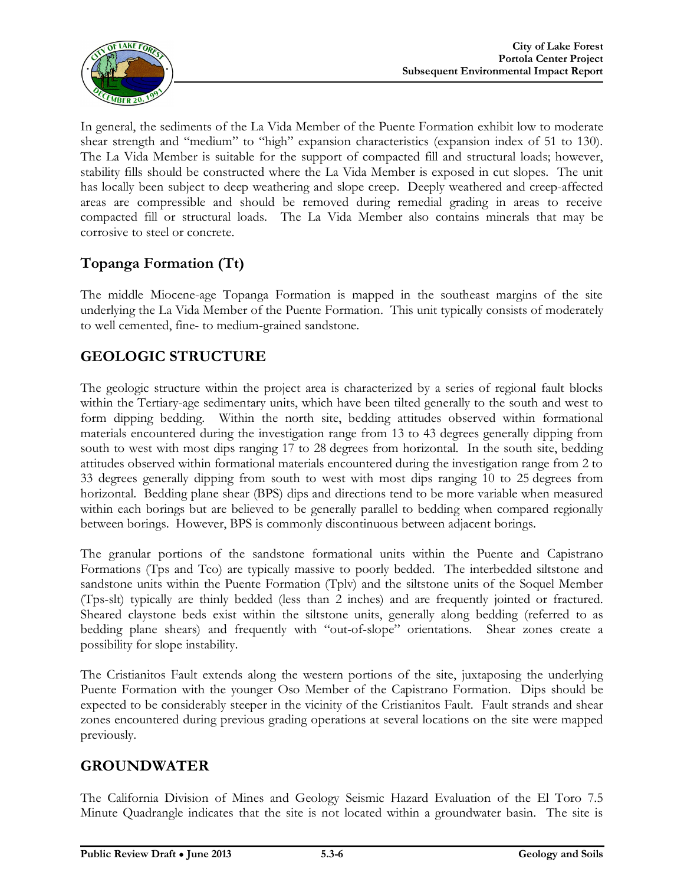In general, the sediments of the La Vida Member of the Puente Formation exhibit low to moderate shear strength and "medium" to "high" expansion characteristics (expansion index of 51 to 130). The La Vida Member is suitable for the support of compacted fill and structural loads; however, stability fills should be constructed where the La Vida Member is exposed in cut slopes. The unit has locally been subject to deep weathering and slope creep. Deeply weathered and creep-affected areas are compressible and should be removed during remedial grading in areas to receive compacted fill or structural loads. The La Vida Member also contains minerals that may be corrosive to steel or concrete.

## Topanga Formation (Tt)

The middle Miocene-age Topanga Formation is mapped in the southeast margins of the site underlying the La Vida Member of the Puente Formation. This unit typically consists of moderately to well cemented, fine- to medium-grained sandstone.

## GEOLOGIC STRUCTURE

The geologic structure within the project area is characterized by a series of regional fault blocks within the Tertiary-age sedimentary units, which have been tilted generally to the south and west to form dipping bedding. Within the north site, bedding attitudes observed within formational materials encountered during the investigation range from 13 to 43 degrees generally dipping from south to west with most dips ranging 17 to 28 degrees from horizontal. In the south site, bedding attitudes observed within formational materials encountered during the investigation range from 2 to 33 degrees generally dipping from south to west with most dips ranging 10 to 25 degrees from horizontal. Bedding plane shear (BPS) dips and directions tend to be more variable when measured within each borings but are believed to be generally parallel to bedding when compared regionally between borings. However, BPS is commonly discontinuous between adjacent borings.

The granular portions of the sandstone formational units within the Puente and Capistrano Formations (Tps and Tco) are typically massive to poorly bedded. The interbedded siltstone and sandstone units within the Puente Formation (Tplv) and the siltstone units of the Soquel Member (Tps-slt) typically are thinly bedded (less than 2 inches) and are frequently jointed or fractured. Sheared claystone beds exist within the siltstone units, generally along bedding (referred to as bedding plane shears) and frequently with "out-of-slope" orientations. Shear zones create a possibility for slope instability.

The Cristianitos Fault extends along the western portions of the site, juxtaposing the underlying Puente Formation with the younger Oso Member of the Capistrano Formation. Dips should be expected to be considerably steeper in the vicinity of the Cristianitos Fault. Fault strands and shear zones encountered during previous grading operations at several locations on the site were mapped previously.

## GROUNDWATER

The California Division of Mines and Geology Seismic Hazard Evaluation of the El Toro 7.5 Minute Quadrangle indicates that the site is not located within a groundwater basin. The site is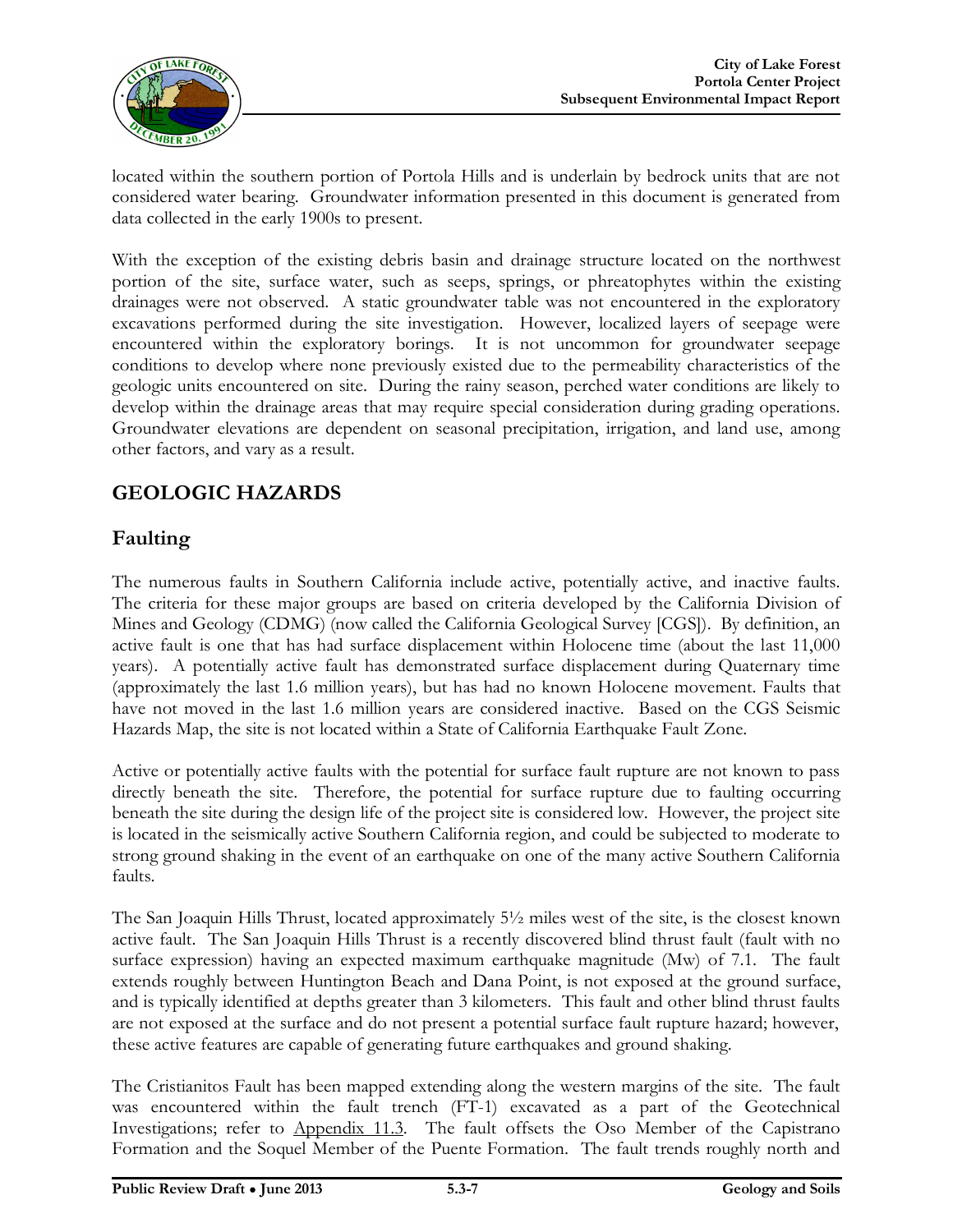located within the southern portion of Portola Hills and is underlain by bedrock units that are not considered water bearing. Groundwater information presented in this document is generated from data collected in the early 1900s to present.

With the exception of the existing debris basin and drainage structure located on the northwest portion of the site, surface water, such as seeps, springs, or phreatophytes within the existing drainages were not observed. A static groundwater table was not encountered in the exploratory excavations performed during the site investigation. However, localized layers of seepage were encountered within the exploratory borings. It is not uncommon for groundwater seepage conditions to develop where none previously existed due to the permeability characteristics of the geologic units encountered on site. During the rainy season, perched water conditions are likely to develop within the drainage areas that may require special consideration during grading operations. Groundwater elevations are dependent on seasonal precipitation, irrigation, and land use, among other factors, and vary as a result.

## GEOLOGIC HAZARDS

### Faulting

The numerous faults in Southern California include active, potentially active, and inactive faults. The criteria for these major groups are based on criteria developed by the California Division of Mines and Geology (CDMG) (now called the California Geological Survey [CGS]). By definition, an active fault is one that has had surface displacement within Holocene time (about the last 11,000 years). A potentially active fault has demonstrated surface displacement during Quaternary time (approximately the last 1.6 million years), but has had no known Holocene movement. Faults that have not moved in the last 1.6 million years are considered inactive. Based on the CGS Seismic Hazards Map, the site is not located within a State of California Earthquake Fault Zone.

Active or potentially active faults with the potential for surface fault rupture are not known to pass directly beneath the site. Therefore, the potential for surface rupture due to faulting occurring beneath the site during the design life of the project site is considered low. However, the project site is located in the seismically active Southern California region, and could be subjected to moderate to strong ground shaking in the event of an earthquake on one of the many active Southern California faults.

The San Joaquin Hills Thrust, located approximately 5½ miles west of the site, is the closest known active fault. The San Joaquin Hills Thrust is a recently discovered blind thrust fault (fault with no surface expression) having an expected maximum earthquake magnitude (Mw) of 7.1. The fault extends roughly between Huntington Beach and Dana Point, is not exposed at the ground surface, and is typically identified at depths greater than 3 kilometers. This fault and other blind thrust faults are not exposed at the surface and do not present a potential surface fault rupture hazard; however, these active features are capable of generating future earthquakes and ground shaking.

The Cristianitos Fault has been mapped extending along the western margins of the site. The fault was encountered within the fault trench (FT-1) excavated as a part of the Geotechnical Investigations; refer to Appendix 11.3. The fault offsets the Oso Member of the Capistrano Formation and the Soquel Member of the Puente Formation. The fault trends roughly north and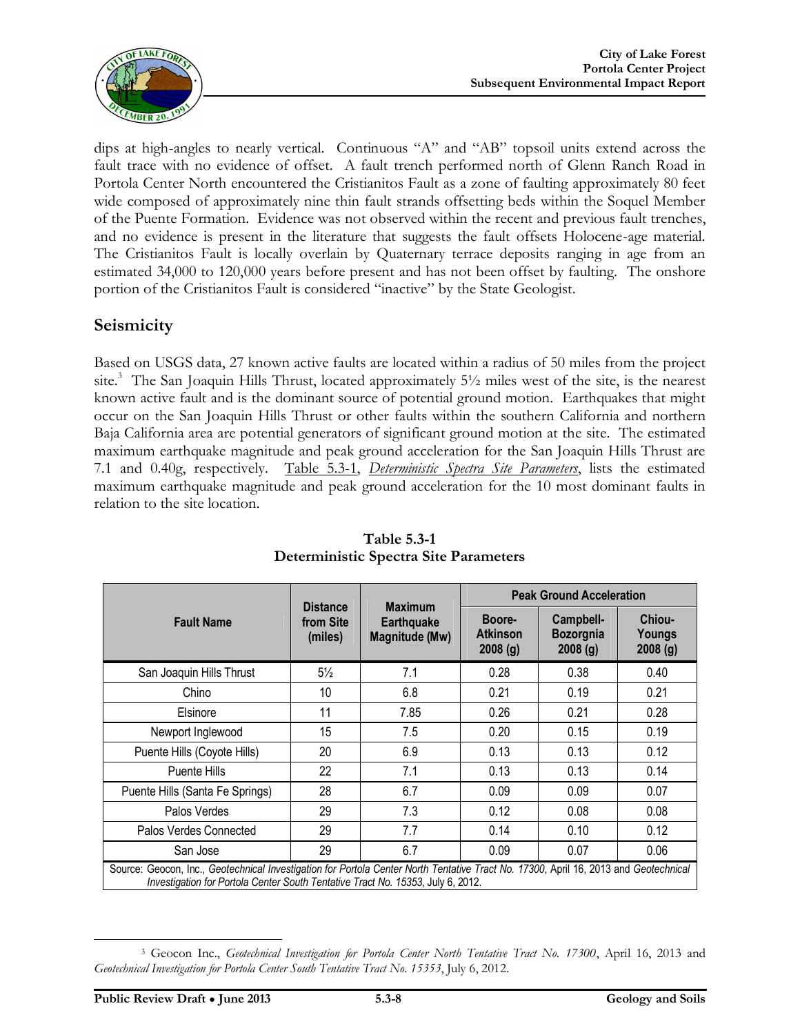dips at high-angles to nearly vertical. Continuous "A" and "AB" topsoil units extend across the fault trace with no evidence of offset. A fault trench performed north of Glenn Ranch Road in Portola Center North encountered the Cristianitos Fault as a zone of faulting approximately 80 feet wide composed of approximately nine thin fault strands offsetting beds within the Soquel Member of the Puente Formation. Evidence was not observed within the recent and previous fault trenches, and no evidence is present in the literature that suggests the fault offsets Holocene-age material. The Cristianitos Fault is locally overlain by Quaternary terrace deposits ranging in age from an estimated 34,000 to 120,000 years before present and has not been offset by faulting. The onshore portion of the Cristianitos Fault is considered "inactive" by the State Geologist.

## Seismicity

Based on USGS data, 27 known active faults are located within a radius of 50 miles from the project site.[3] The San Joaquin Hills Thrust, located approximately 5½ miles west of the site, is the nearest known active fault and is the dominant source of potential ground motion. Earthquakes that might occur on the San Joaquin Hills Thrust or other faults within the southern California and northern Baja California area are potential generators of significant ground motion at the site. The estimated maximum earthquake magnitude and peak ground acceleration for the San Joaquin Hills Thrust are 7.1 and 0.40g, respectively. Table 5.3-1, *Deterministic Spectra Site Parameters*, lists the estimated maximum earthquake magnitude and peak ground acceleration for the 10 most dominant faults in relation to the site location.

**Table 5.3-1**
**Deterministic Spectra Site Parameters**

| Fault Name | Distance from Site (miles) | Maximum Earthquake Magnitude (Mw) | Peak Ground Acceleration | | |
|---|---|---|---|---|---|
| | | | Boore-Atkinson 2008 (g) | Campbell-Bozorgnia 2008 (g) | Chiou-Youngs 2008 (g) |
| San Joaquin Hills Thrust | 5½ | 7.1 | 0.28 | 0.38 | 0.40 |
| Chino | 10 | 6.8 | 0.21 | 0.19 | 0.21 |
| Elsinore | 11 | 7.85 | 0.26 | 0.21 | 0.28 |
| Newport Inglewood | 15 | 7.5 | 0.20 | 0.15 | 0.19 |
| Puente Hills (Coyote Hills) | 20 | 6.9 | 0.13 | 0.13 | 0.12 |
| Puente Hills | 22 | 7.1 | 0.13 | 0.13 | 0.14 |
| Puente Hills (Santa Fe Springs) | 28 | 6.7 | 0.09 | 0.09 | 0.07 |
| Palos Verdes | 29 | 7.3 | 0.12 | 0.08 | 0.08 |
| Palos Verdes Connected | 29 | 7.7 | 0.14 | 0.10 | 0.12 |
| San Jose | 29 | 6.7 | 0.09 | 0.07 | 0.06 |

Source: Geocon, Inc., *Geotechnical Investigation for Portola Center North Tentative Tract No. 17300*, April 16, 2013 and *Geotechnical Investigation for Portola Center South Tentative Tract No. 15353*, July 6, 2012.

[3] Geocon Inc., *Geotechnical Investigation for Portola Center North Tentative Tract No. 17300*, April 16, 2013 and *Geotechnical Investigation for Portola Center South Tentative Tract No. 15353*, July 6, 2012.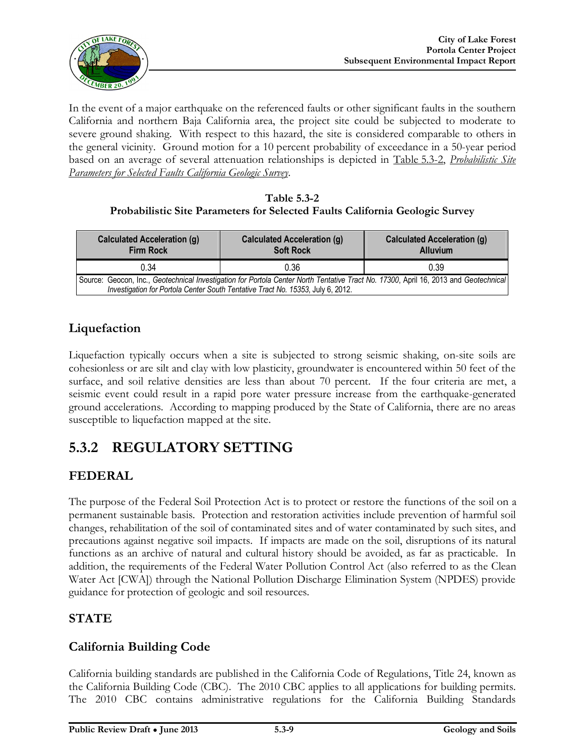In the event of a major earthquake on the referenced faults or other significant faults in the southern California and northern Baja California area, the project site could be subjected to moderate to severe ground shaking. With respect to this hazard, the site is considered comparable to others in the general vicinity. Ground motion for a 10 percent probability of exceedance in a 50-year period based on an average of several attenuation relationships is depicted in Table 5.3-2, *Probabilistic Site Parameters for Selected Faults California Geologic Survey*.

**Table 5.3-2**
**Probabilistic Site Parameters for Selected Faults California Geologic Survey**

| Calculated Acceleration (g) Firm Rock | Calculated Acceleration (g) Soft Rock | Calculated Acceleration (g) Alluvium |
|---|---|---|
| 0.34 | 0.36 | 0.39 |
| Source: Geocon, Inc., *Geotechnical Investigation for Portola Center North Tentative Tract No. 17300*, April 16, 2013 and *Geotechnical Investigation for Portola Center South Tentative Tract No. 15353*, July 6, 2012. | | |

## Liquefaction

Liquefaction typically occurs when a site is subjected to strong seismic shaking, on-site soils are cohesionless or are silt and clay with low plasticity, groundwater is encountered within 50 feet of the surface, and soil relative densities are less than about 70 percent. If the four criteria are met, a seismic event could result in a rapid pore water pressure increase from the earthquake-generated ground accelerations. According to mapping produced by the State of California, there are no areas susceptible to liquefaction mapped at the site.

# 5.3.2 REGULATORY SETTING

## FEDERAL

The purpose of the Federal Soil Protection Act is to protect or restore the functions of the soil on a permanent sustainable basis. Protection and restoration activities include prevention of harmful soil changes, rehabilitation of the soil of contaminated sites and of water contaminated by such sites, and precautions against negative soil impacts. If impacts are made on the soil, disruptions of its natural functions as an archive of natural and cultural history should be avoided, as far as practicable. In addition, the requirements of the Federal Water Pollution Control Act (also referred to as the Clean Water Act [CWA]) through the National Pollution Discharge Elimination System (NPDES) provide guidance for protection of geologic and soil resources.

## STATE

## California Building Code

California building standards are published in the California Code of Regulations, Title 24, known as the California Building Code (CBC). The 2010 CBC applies to all applications for building permits. The 2010 CBC contains administrative regulations for the California Building Standards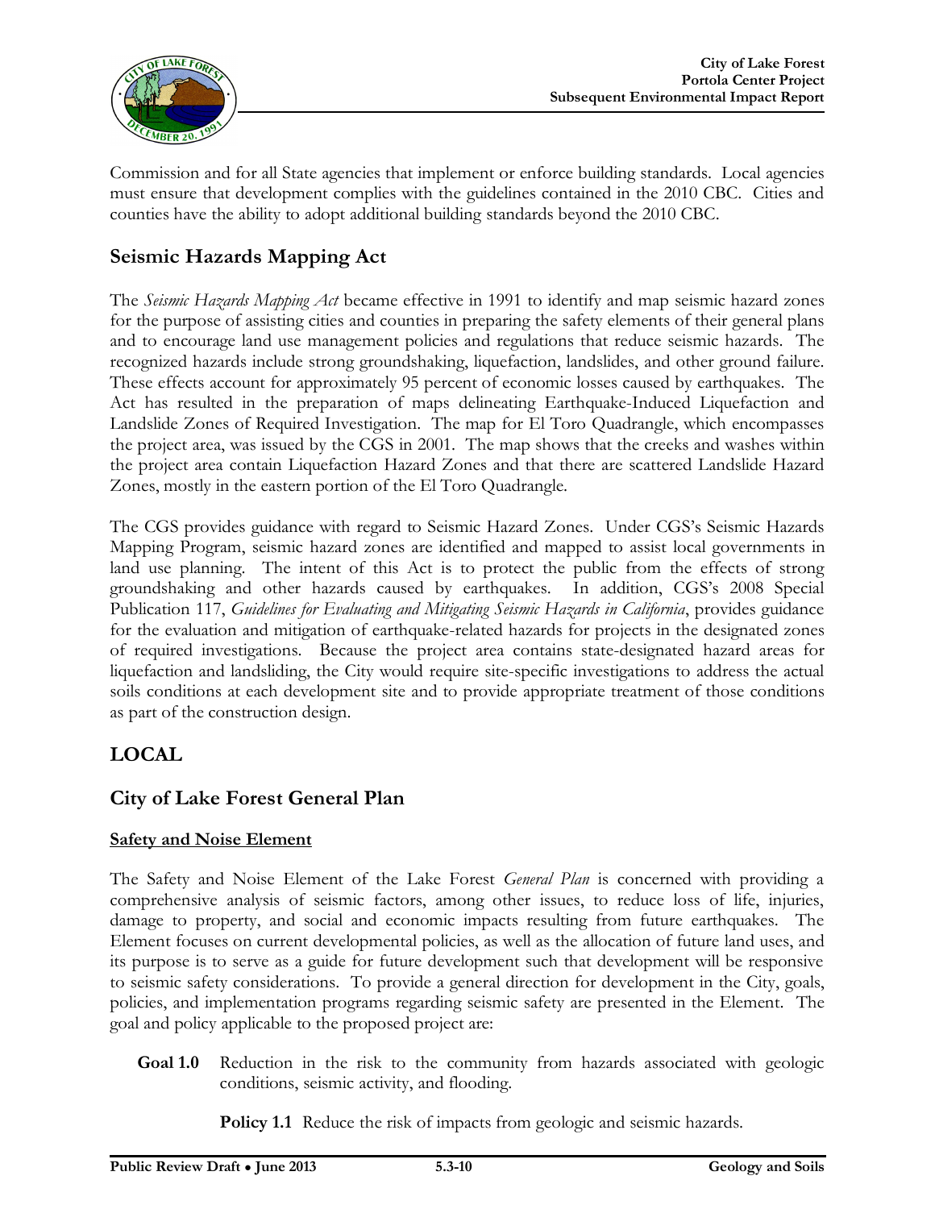Commission and for all State agencies that implement or enforce building standards. Local agencies must ensure that development complies with the guidelines contained in the 2010 CBC. Cities and counties have the ability to adopt additional building standards beyond the 2010 CBC.

## Seismic Hazards Mapping Act

The *Seismic Hazards Mapping Act* became effective in 1991 to identify and map seismic hazard zones for the purpose of assisting cities and counties in preparing the safety elements of their general plans and to encourage land use management policies and regulations that reduce seismic hazards. The recognized hazards include strong groundshaking, liquefaction, landslides, and other ground failure. These effects account for approximately 95 percent of economic losses caused by earthquakes. The Act has resulted in the preparation of maps delineating Earthquake-Induced Liquefaction and Landslide Zones of Required Investigation. The map for El Toro Quadrangle, which encompasses the project area, was issued by the CGS in 2001. The map shows that the creeks and washes within the project area contain Liquefaction Hazard Zones and that there are scattered Landslide Hazard Zones, mostly in the eastern portion of the El Toro Quadrangle.

The CGS provides guidance with regard to Seismic Hazard Zones. Under CGS's Seismic Hazards Mapping Program, seismic hazard zones are identified and mapped to assist local governments in land use planning. The intent of this Act is to protect the public from the effects of strong groundshaking and other hazards caused by earthquakes. In addition, CGS's 2008 Special Publication 117, *Guidelines for Evaluating and Mitigating Seismic Hazards in California*, provides guidance for the evaluation and mitigation of earthquake-related hazards for projects in the designated zones of required investigations. Because the project area contains state-designated hazard areas for liquefaction and landsliding, the City would require site-specific investigations to address the actual soils conditions at each development site and to provide appropriate treatment of those conditions as part of the construction design.

# LOCAL

## City of Lake Forest General Plan

### Safety and Noise Element

The Safety and Noise Element of the Lake Forest *General Plan* is concerned with providing a comprehensive analysis of seismic factors, among other issues, to reduce loss of life, injuries, damage to property, and social and economic impacts resulting from future earthquakes. The Element focuses on current developmental policies, as well as the allocation of future land uses, and its purpose is to serve as a guide for future development such that development will be responsive to seismic safety considerations. To provide a general direction for development in the City, goals, policies, and implementation programs regarding seismic safety are presented in the Element. The goal and policy applicable to the proposed project are:

**Goal 1.0** Reduction in the risk to the community from hazards associated with geologic conditions, seismic activity, and flooding.

**Policy 1.1** Reduce the risk of impacts from geologic and seismic hazards.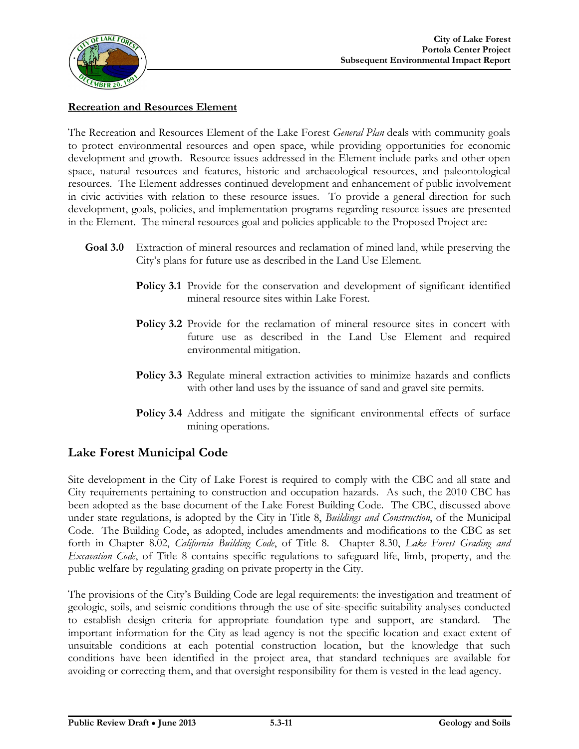**Recreation and Resources Element**

The Recreation and Resources Element of the Lake Forest *General Plan* deals with community goals to protect environmental resources and open space, while providing opportunities for economic development and growth. Resource issues addressed in the Element include parks and other open space, natural resources and features, historic and archaeological resources, and paleontological resources. The Element addresses continued development and enhancement of public involvement in civic activities with relation to these resource issues. To provide a general direction for such development, goals, policies, and implementation programs regarding resource issues are presented in the Element. The mineral resources goal and policies applicable to the Proposed Project are:

**Goal 3.0** Extraction of mineral resources and reclamation of mined land, while preserving the City's plans for future use as described in the Land Use Element.

- **Policy 3.1** Provide for the conservation and development of significant identified mineral resource sites within Lake Forest.
- **Policy 3.2** Provide for the reclamation of mineral resource sites in concert with future use as described in the Land Use Element and required environmental mitigation.
- **Policy 3.3** Regulate mineral extraction activities to minimize hazards and conflicts with other land uses by the issuance of sand and gravel site permits.
- **Policy 3.4** Address and mitigate the significant environmental effects of surface mining operations.

## Lake Forest Municipal Code

Site development in the City of Lake Forest is required to comply with the CBC and all state and City requirements pertaining to construction and occupation hazards. As such, the 2010 CBC has been adopted as the base document of the Lake Forest Building Code. The CBC, discussed above under state regulations, is adopted by the City in Title 8, *Buildings and Construction*, of the Municipal Code. The Building Code, as adopted, includes amendments and modifications to the CBC as set forth in Chapter 8.02, *California Building Code*, of Title 8. Chapter 8.30, *Lake Forest Grading and Excavation Code*, of Title 8 contains specific regulations to safeguard life, limb, property, and the public welfare by regulating grading on private property in the City.

The provisions of the City's Building Code are legal requirements: the investigation and treatment of geologic, soils, and seismic conditions through the use of site-specific suitability analyses conducted to establish design criteria for appropriate foundation type and support, are standard. The important information for the City as lead agency is not the specific location and exact extent of unsuitable conditions at each potential construction location, but the knowledge that such conditions have been identified in the project area, that standard techniques are available for avoiding or correcting them, and that oversight responsibility for them is vested in the lead agency.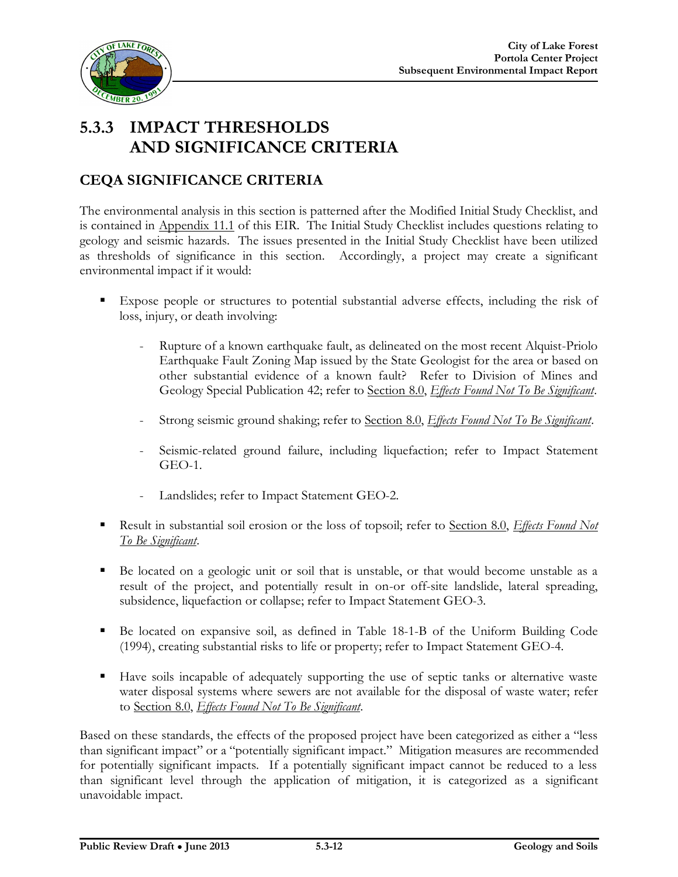## 5.3.3 IMPACT THRESHOLDS AND SIGNIFICANCE CRITERIA

### CEQA SIGNIFICANCE CRITERIA

The environmental analysis in this section is patterned after the Modified Initial Study Checklist, and is contained in Appendix 11.1 of this EIR. The Initial Study Checklist includes questions relating to geology and seismic hazards. The issues presented in the Initial Study Checklist have been utilized as thresholds of significance in this section. Accordingly, a project may create a significant environmental impact if it would:

- Expose people or structures to potential substantial adverse effects, including the risk of loss, injury, or death involving:
  - Rupture of a known earthquake fault, as delineated on the most recent Alquist-Priolo Earthquake Fault Zoning Map issued by the State Geologist for the area or based on other substantial evidence of a known fault? Refer to Division of Mines and Geology Special Publication 42; refer to Section 8.0, *Effects Found Not To Be Significant*.
  - Strong seismic ground shaking; refer to Section 8.0, *Effects Found Not To Be Significant*.
  - Seismic-related ground failure, including liquefaction; refer to Impact Statement GEO-1.
  - Landslides; refer to Impact Statement GEO-2.
- Result in substantial soil erosion or the loss of topsoil; refer to Section 8.0, *Effects Found Not To Be Significant*.
- Be located on a geologic unit or soil that is unstable, or that would become unstable as a result of the project, and potentially result in on-or off-site landslide, lateral spreading, subsidence, liquefaction or collapse; refer to Impact Statement GEO-3.
- Be located on expansive soil, as defined in Table 18-1-B of the Uniform Building Code (1994), creating substantial risks to life or property; refer to Impact Statement GEO-4.
- Have soils incapable of adequately supporting the use of septic tanks or alternative waste water disposal systems where sewers are not available for the disposal of waste water; refer to Section 8.0, *Effects Found Not To Be Significant*.

Based on these standards, the effects of the proposed project have been categorized as either a "less than significant impact" or a "potentially significant impact." Mitigation measures are recommended for potentially significant impacts. If a potentially significant impact cannot be reduced to a less than significant level through the application of mitigation, it is categorized as a significant unavoidable impact.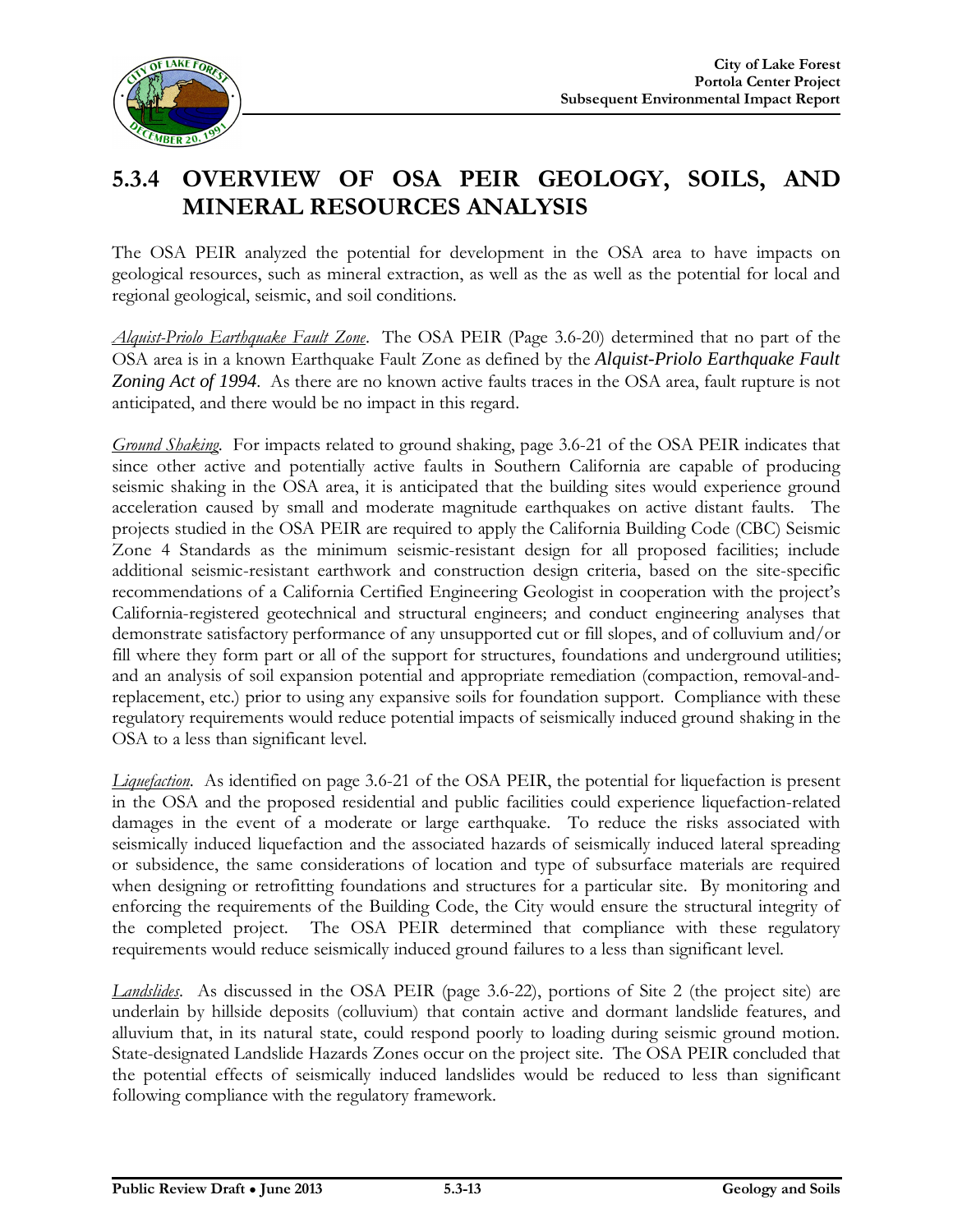## 5.3.4 OVERVIEW OF OSA PEIR GEOLOGY, SOILS, AND MINERAL RESOURCES ANALYSIS

The OSA PEIR analyzed the potential for development in the OSA area to have impacts on geological resources, such as mineral extraction, as well as the as well as the potential for local and regional geological, seismic, and soil conditions.

*Alquist-Priolo Earthquake Fault Zone*. The OSA PEIR (Page 3.6-20) determined that no part of the OSA area is in a known Earthquake Fault Zone as defined by the *Alquist-Priolo Earthquake Fault Zoning Act of 1994*. As there are no known active faults traces in the OSA area, fault rupture is not anticipated, and there would be no impact in this regard.

*Ground Shaking*. For impacts related to ground shaking, page 3.6-21 of the OSA PEIR indicates that since other active and potentially active faults in Southern California are capable of producing seismic shaking in the OSA area, it is anticipated that the building sites would experience ground acceleration caused by small and moderate magnitude earthquakes on active distant faults. The projects studied in the OSA PEIR are required to apply the California Building Code (CBC) Seismic Zone 4 Standards as the minimum seismic-resistant design for all proposed facilities; include additional seismic-resistant earthwork and construction design criteria, based on the site-specific recommendations of a California Certified Engineering Geologist in cooperation with the project's California-registered geotechnical and structural engineers; and conduct engineering analyses that demonstrate satisfactory performance of any unsupported cut or fill slopes, and of colluvium and/or fill where they form part or all of the support for structures, foundations and underground utilities; and an analysis of soil expansion potential and appropriate remediation (compaction, removal-and-replacement, etc.) prior to using any expansive soils for foundation support. Compliance with these regulatory requirements would reduce potential impacts of seismically induced ground shaking in the OSA to a less than significant level.

*Liquefaction*. As identified on page 3.6-21 of the OSA PEIR, the potential for liquefaction is present in the OSA and the proposed residential and public facilities could experience liquefaction-related damages in the event of a moderate or large earthquake. To reduce the risks associated with seismically induced liquefaction and the associated hazards of seismically induced lateral spreading or subsidence, the same considerations of location and type of subsurface materials are required when designing or retrofitting foundations and structures for a particular site. By monitoring and enforcing the requirements of the Building Code, the City would ensure the structural integrity of the completed project. The OSA PEIR determined that compliance with these regulatory requirements would reduce seismically induced ground failures to a less than significant level.

*Landslides*. As discussed in the OSA PEIR (page 3.6-22), portions of Site 2 (the project site) are underlain by hillside deposits (colluvium) that contain active and dormant landslide features, and alluvium that, in its natural state, could respond poorly to loading during seismic ground motion. State-designated Landslide Hazards Zones occur on the project site. The OSA PEIR concluded that the potential effects of seismically induced landslides would be reduced to less than significant following compliance with the regulatory framework.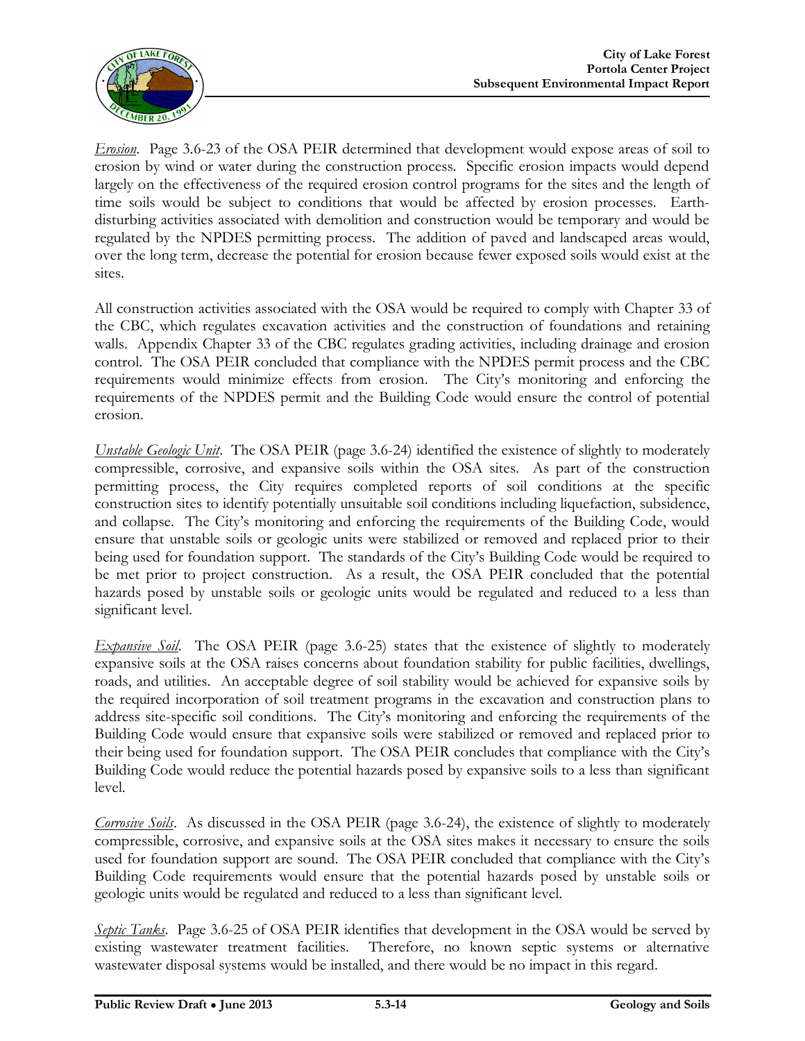*Erosion*. Page 3.6-23 of the OSA PEIR determined that development would expose areas of soil to erosion by wind or water during the construction process. Specific erosion impacts would depend largely on the effectiveness of the required erosion control programs for the sites and the length of time soils would be subject to conditions that would be affected by erosion processes. Earth-disturbing activities associated with demolition and construction would be temporary and would be regulated by the NPDES permitting process. The addition of paved and landscaped areas would, over the long term, decrease the potential for erosion because fewer exposed soils would exist at the sites.

All construction activities associated with the OSA would be required to comply with Chapter 33 of the CBC, which regulates excavation activities and the construction of foundations and retaining walls. Appendix Chapter 33 of the CBC regulates grading activities, including drainage and erosion control. The OSA PEIR concluded that compliance with the NPDES permit process and the CBC requirements would minimize effects from erosion. The City's monitoring and enforcing the requirements of the NPDES permit and the Building Code would ensure the control of potential erosion.

*Unstable Geologic Unit*. The OSA PEIR (page 3.6-24) identified the existence of slightly to moderately compressible, corrosive, and expansive soils within the OSA sites. As part of the construction permitting process, the City requires completed reports of soil conditions at the specific construction sites to identify potentially unsuitable soil conditions including liquefaction, subsidence, and collapse. The City's monitoring and enforcing the requirements of the Building Code, would ensure that unstable soils or geologic units were stabilized or removed and replaced prior to their being used for foundation support. The standards of the City's Building Code would be required to be met prior to project construction. As a result, the OSA PEIR concluded that the potential hazards posed by unstable soils or geologic units would be regulated and reduced to a less than significant level.

*Expansive Soil*. The OSA PEIR (page 3.6-25) states that the existence of slightly to moderately expansive soils at the OSA raises concerns about foundation stability for public facilities, dwellings, roads, and utilities. An acceptable degree of soil stability would be achieved for expansive soils by the required incorporation of soil treatment programs in the excavation and construction plans to address site-specific soil conditions. The City's monitoring and enforcing the requirements of the Building Code would ensure that expansive soils were stabilized or removed and replaced prior to their being used for foundation support. The OSA PEIR concludes that compliance with the City's Building Code would reduce the potential hazards posed by expansive soils to a less than significant level.

*Corrosive Soils*. As discussed in the OSA PEIR (page 3.6-24), the existence of slightly to moderately compressible, corrosive, and expansive soils at the OSA sites makes it necessary to ensure the soils used for foundation support are sound. The OSA PEIR concluded that compliance with the City's Building Code requirements would ensure that the potential hazards posed by unstable soils or geologic units would be regulated and reduced to a less than significant level.

*Septic Tanks*. Page 3.6-25 of OSA PEIR identifies that development in the OSA would be served by existing wastewater treatment facilities. Therefore, no known septic systems or alternative wastewater disposal systems would be installed, and there would be no impact in this regard.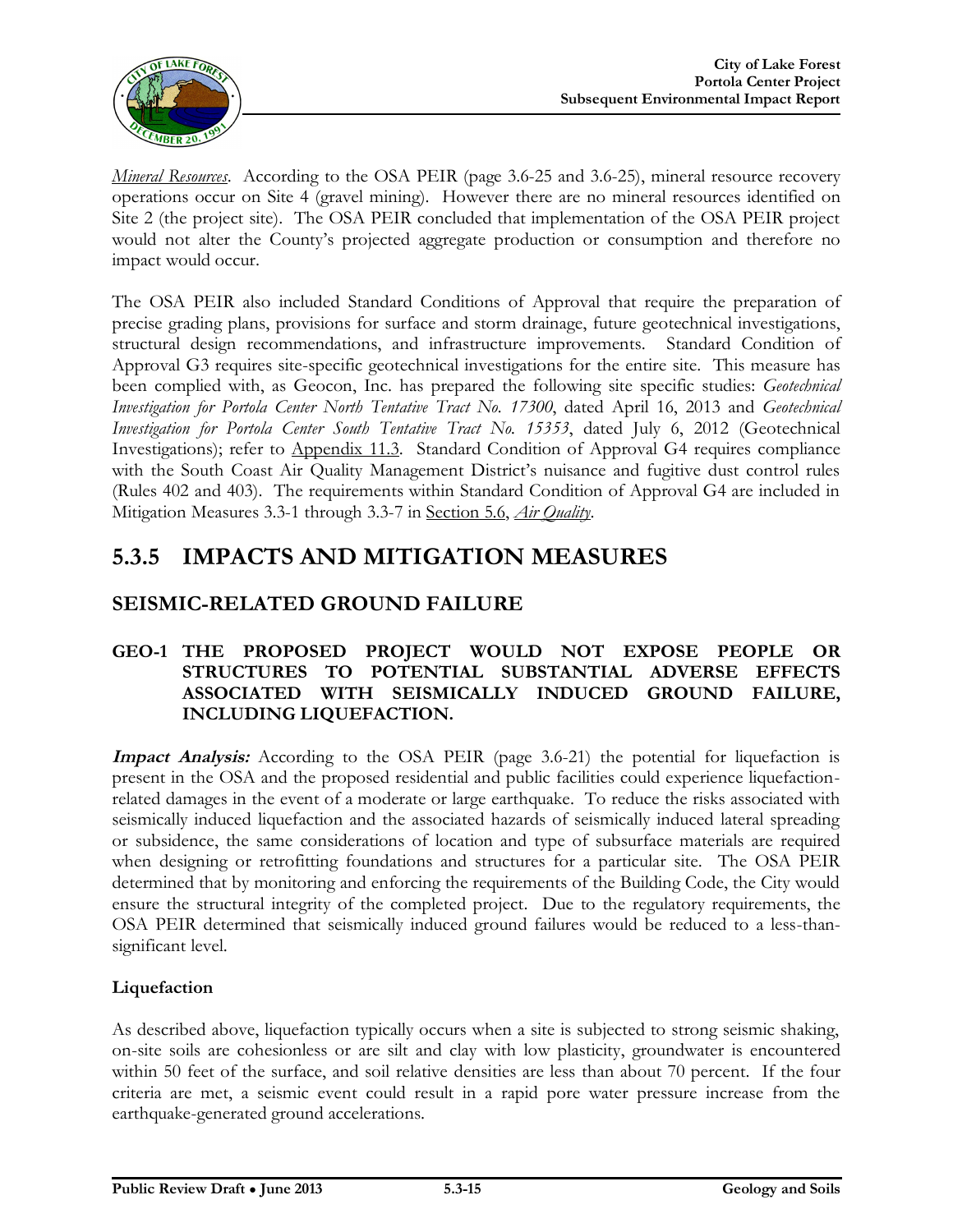*Mineral Resources*. According to the OSA PEIR (page 3.6-25 and 3.6-25), mineral resource recovery operations occur on Site 4 (gravel mining). However there are no mineral resources identified on Site 2 (the project site). The OSA PEIR concluded that implementation of the OSA PEIR project would not alter the County's projected aggregate production or consumption and therefore no impact would occur.

The OSA PEIR also included Standard Conditions of Approval that require the preparation of precise grading plans, provisions for surface and storm drainage, future geotechnical investigations, structural design recommendations, and infrastructure improvements. Standard Condition of Approval G3 requires site-specific geotechnical investigations for the entire site. This measure has been complied with, as Geocon, Inc. has prepared the following site specific studies: *Geotechnical Investigation for Portola Center North Tentative Tract No. 17300*, dated April 16, 2013 and *Geotechnical Investigation for Portola Center South Tentative Tract No. 15353*, dated July 6, 2012 (Geotechnical Investigations); refer to Appendix 11.3. Standard Condition of Approval G4 requires compliance with the South Coast Air Quality Management District's nuisance and fugitive dust control rules (Rules 402 and 403). The requirements within Standard Condition of Approval G4 are included in Mitigation Measures 3.3-1 through 3.3-7 in Section 5.6, *Air Quality*.

## 5.3.5 IMPACTS AND MITIGATION MEASURES

### SEISMIC-RELATED GROUND FAILURE

**GEO-1 THE PROPOSED PROJECT WOULD NOT EXPOSE PEOPLE OR STRUCTURES TO POTENTIAL SUBSTANTIAL ADVERSE EFFECTS ASSOCIATED WITH SEISMICALLY INDUCED GROUND FAILURE, INCLUDING LIQUEFACTION.**

***Impact Analysis:*** According to the OSA PEIR (page 3.6-21) the potential for liquefaction is present in the OSA and the proposed residential and public facilities could experience liquefaction-related damages in the event of a moderate or large earthquake. To reduce the risks associated with seismically induced liquefaction and the associated hazards of seismically induced lateral spreading or subsidence, the same considerations of location and type of subsurface materials are required when designing or retrofitting foundations and structures for a particular site. The OSA PEIR determined that by monitoring and enforcing the requirements of the Building Code, the City would ensure the structural integrity of the completed project. Due to the regulatory requirements, the OSA PEIR determined that seismically induced ground failures would be reduced to a less-than-significant level.

#### Liquefaction

As described above, liquefaction typically occurs when a site is subjected to strong seismic shaking, on-site soils are cohesionless or are silt and clay with low plasticity, groundwater is encountered within 50 feet of the surface, and soil relative densities are less than about 70 percent. If the four criteria are met, a seismic event could result in a rapid pore water pressure increase from the earthquake-generated ground accelerations.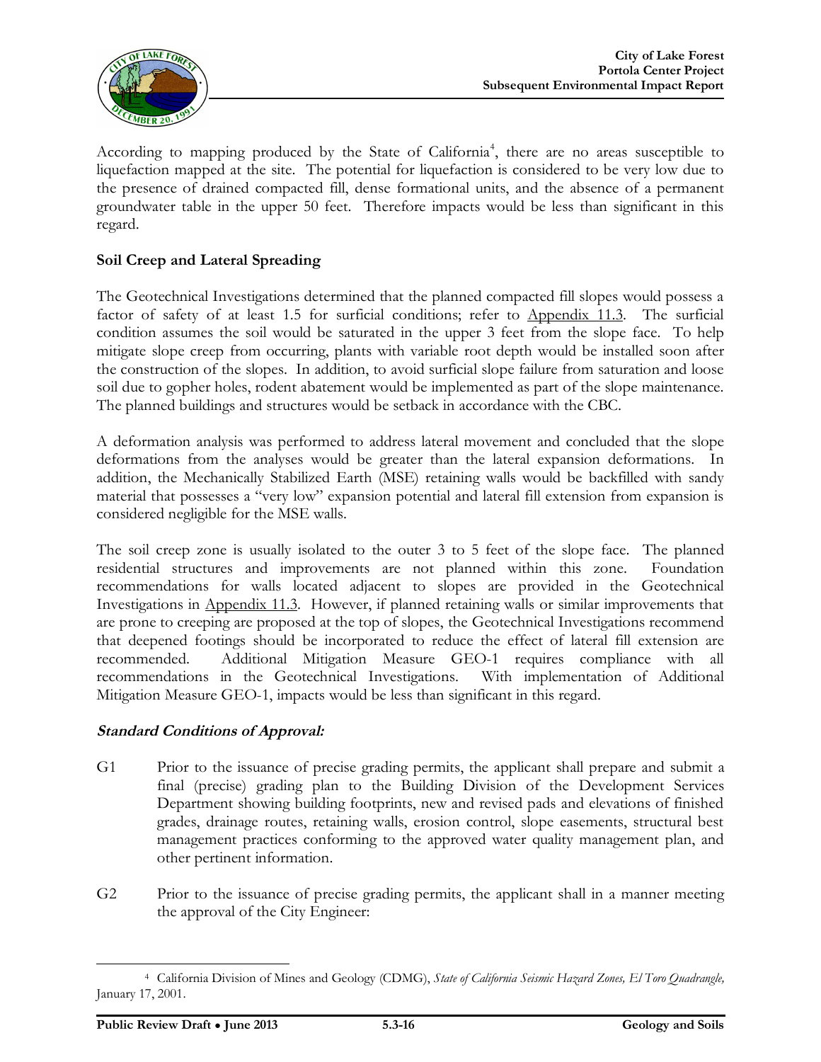According to mapping produced by the State of California[4], there are no areas susceptible to liquefaction mapped at the site. The potential for liquefaction is considered to be very low due to the presence of drained compacted fill, dense formational units, and the absence of a permanent groundwater table in the upper 50 feet. Therefore impacts would be less than significant in this regard.

**Soil Creep and Lateral Spreading**

The Geotechnical Investigations determined that the planned compacted fill slopes would possess a factor of safety of at least 1.5 for surficial conditions; refer to Appendix 11.3. The surficial condition assumes the soil would be saturated in the upper 3 feet from the slope face. To help mitigate slope creep from occurring, plants with variable root depth would be installed soon after the construction of the slopes. In addition, to avoid surficial slope failure from saturation and loose soil due to gopher holes, rodent abatement would be implemented as part of the slope maintenance. The planned buildings and structures would be setback in accordance with the CBC.

A deformation analysis was performed to address lateral movement and concluded that the slope deformations from the analyses would be greater than the lateral expansion deformations. In addition, the Mechanically Stabilized Earth (MSE) retaining walls would be backfilled with sandy material that possesses a "very low" expansion potential and lateral fill extension from expansion is considered negligible for the MSE walls.

The soil creep zone is usually isolated to the outer 3 to 5 feet of the slope face. The planned residential structures and improvements are not planned within this zone. Foundation recommendations for walls located adjacent to slopes are provided in the Geotechnical Investigations in Appendix 11.3. However, if planned retaining walls or similar improvements that are prone to creeping are proposed at the top of slopes, the Geotechnical Investigations recommend that deepened footings should be incorporated to reduce the effect of lateral fill extension are recommended. Additional Mitigation Measure GEO-1 requires compliance with all recommendations in the Geotechnical Investigations. With implementation of Additional Mitigation Measure GEO-1, impacts would be less than significant in this regard.

***Standard Conditions of Approval:***

G1 Prior to the issuance of precise grading permits, the applicant shall prepare and submit a final (precise) grading plan to the Building Division of the Development Services Department showing building footprints, new and revised pads and elevations of finished grades, drainage routes, retaining walls, erosion control, slope easements, structural best management practices conforming to the approved water quality management plan, and other pertinent information.

G2 Prior to the issuance of precise grading permits, the applicant shall in a manner meeting the approval of the City Engineer:

---

[4] California Division of Mines and Geology (CDMG), *State of California Seismic Hazard Zones, El Toro Quadrangle,* January 17, 2001.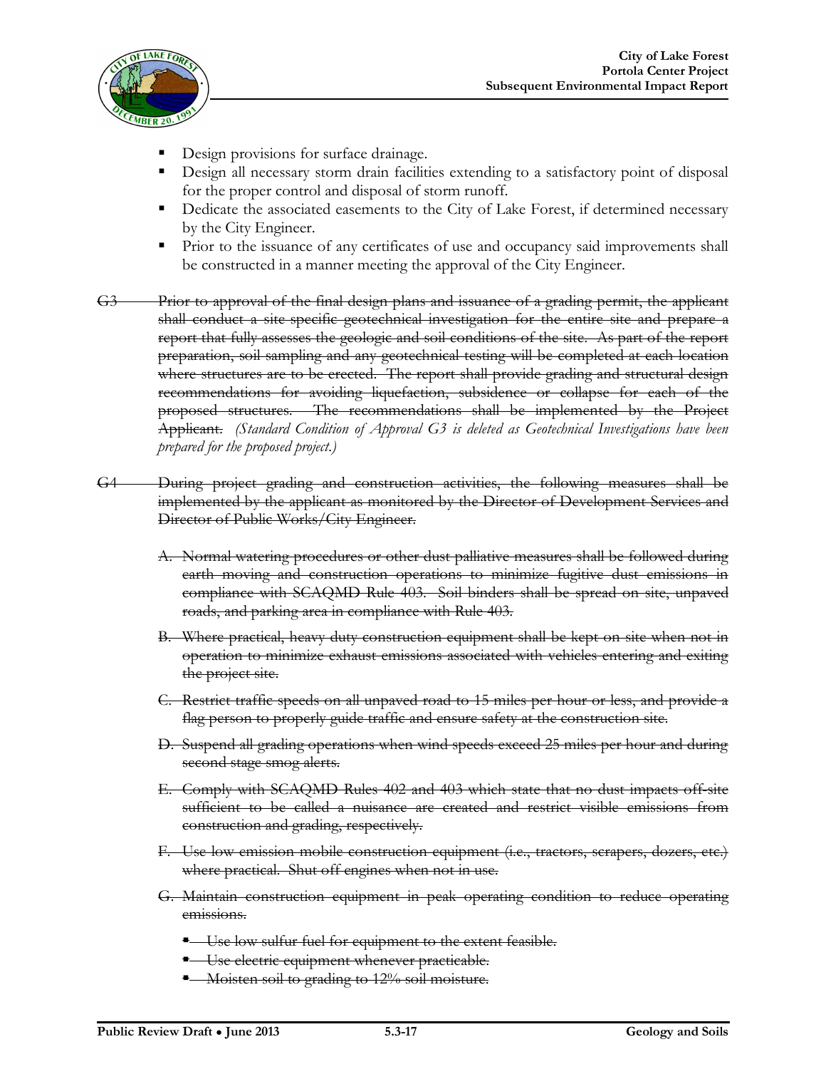- Design provisions for surface drainage.
- Design all necessary storm drain facilities extending to a satisfactory point of disposal for the proper control and disposal of storm runoff.
- Dedicate the associated easements to the City of Lake Forest, if determined necessary by the City Engineer.
- Prior to the issuance of any certificates of use and occupancy said improvements shall be constructed in a manner meeting the approval of the City Engineer.

~~G3 Prior to approval of the final design plans and issuance of a grading permit, the applicant shall conduct a site specific geotechnical investigation for the entire site and prepare a report that fully assesses the geologic and soil conditions of the site. As part of the report preparation, soil sampling and any geotechnical testing will be completed at each location where structures are to be erected. The report shall provide grading and structural design recommendations for avoiding liquefaction, subsidence or collapse for each of the proposed structures. The recommendations shall be implemented by the Project Applicant.~~ *(Standard Condition of Approval G3 is deleted as Geotechnical Investigations have been prepared for the proposed project.)*

~~G4 During project grading and construction activities, the following measures shall be implemented by the applicant as monitored by the Director of Development Services and Director of Public Works/City Engineer.~~

~~A. Normal watering procedures or other dust palliative measures shall be followed during earth moving and construction operations to minimize fugitive dust emissions in compliance with SCAQMD Rule 403. Soil binders shall be spread on site, unpaved roads, and parking area in compliance with Rule 403.~~

~~B. Where practical, heavy duty construction equipment shall be kept on site when not in operation to minimize exhaust emissions associated with vehicles entering and exiting the project site.~~

~~C. Restrict traffic speeds on all unpaved road to 15 miles per hour or less, and provide a flag person to properly guide traffic and ensure safety at the construction site.~~

~~D. Suspend all grading operations when wind speeds exceed 25 miles per hour and during second stage smog alerts.~~

~~E. Comply with SCAQMD Rules 402 and 403 which state that no dust impacts off-site sufficient to be called a nuisance are created and restrict visible emissions from construction and grading, respectively.~~

~~F. Use low emission mobile construction equipment (i.e., tractors, scrapers, dozers, etc.) where practical. Shut off engines when not in use.~~

~~G. Maintain construction equipment in peak operating condition to reduce operating emissions.~~

- ~~Use low sulfur fuel for equipment to the extent feasible.~~
- ~~Use electric equipment whenever practicable.~~
- ~~Moisten soil to grading to 12% soil moisture.~~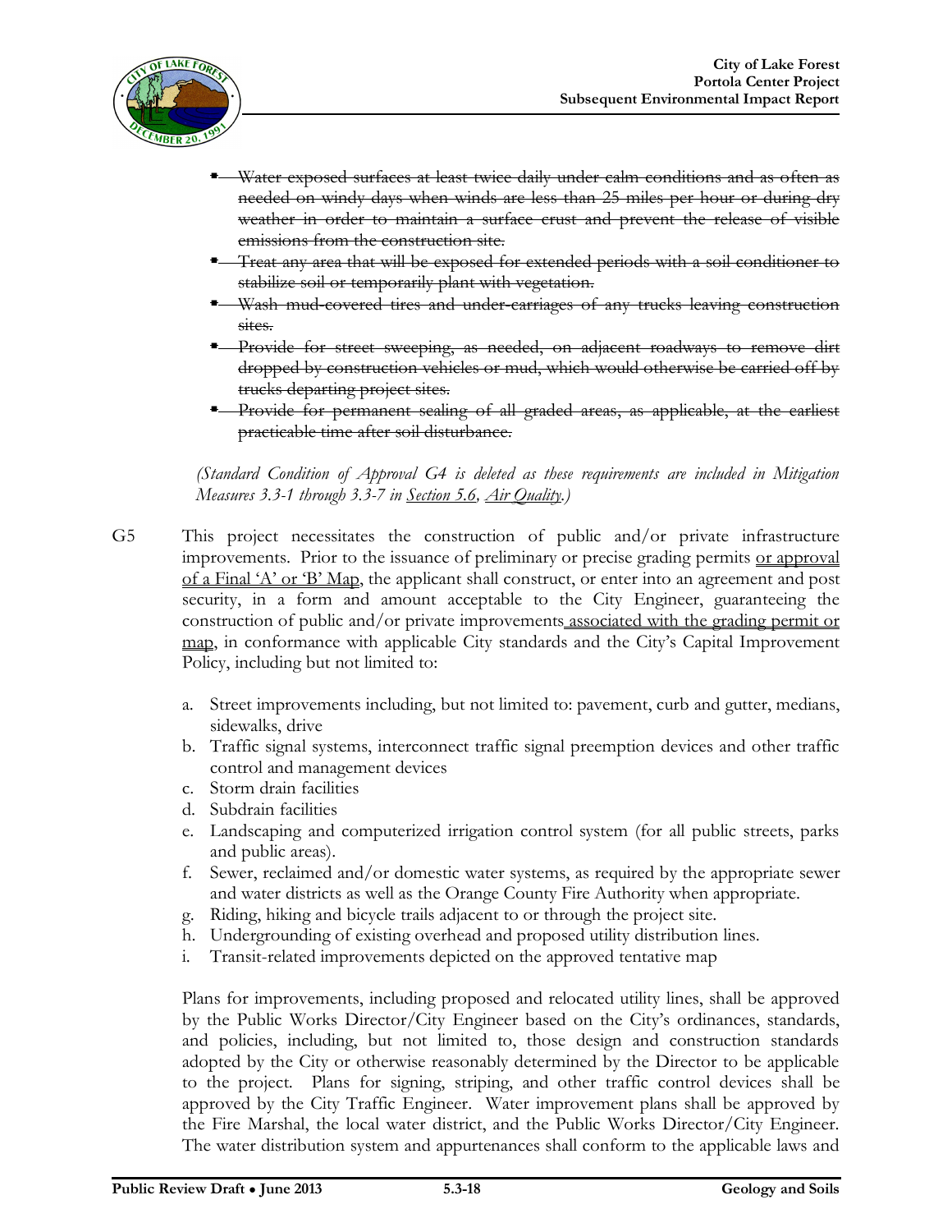- ~~Water exposed surfaces at least twice daily under calm conditions and as often as needed on windy days when winds are less than 25 miles per hour or during dry weather in order to maintain a surface crust and prevent the release of visible emissions from the construction site.~~
- ~~Treat any area that will be exposed for extended periods with a soil conditioner to stabilize soil or temporarily plant with vegetation.~~
- ~~Wash mud-covered tires and under-carriages of any trucks leaving construction sites.~~
- ~~Provide for street sweeping, as needed, on adjacent roadways to remove dirt dropped by construction vehicles or mud, which would otherwise be carried off by trucks departing project sites.~~
- ~~Provide for permanent sealing of all graded areas, as applicable, at the earliest practicable time after soil disturbance.~~

*(Standard Condition of Approval G4 is deleted as these requirements are included in Mitigation Measures 3.3-1 through 3.3-7 in Section 5.6, Air Quality.)*

G5 This project necessitates the construction of public and/or private infrastructure improvements. Prior to the issuance of preliminary or precise grading permits <u>or approval of a Final 'A' or 'B' Map</u>, the applicant shall construct, or enter into an agreement and post security, in a form and amount acceptable to the City Engineer, guaranteeing the construction of public and/or private improvements<u> associated with the grading permit or map</u>, in conformance with applicable City standards and the City's Capital Improvement Policy, including but not limited to:

a. Street improvements including, but not limited to: pavement, curb and gutter, medians, sidewalks, drive
b. Traffic signal systems, interconnect traffic signal preemption devices and other traffic control and management devices
c. Storm drain facilities
d. Subdrain facilities
e. Landscaping and computerized irrigation control system (for all public streets, parks and public areas).
f. Sewer, reclaimed and/or domestic water systems, as required by the appropriate sewer and water districts as well as the Orange County Fire Authority when appropriate.
g. Riding, hiking and bicycle trails adjacent to or through the project site.
h. Undergrounding of existing overhead and proposed utility distribution lines.
i. Transit-related improvements depicted on the approved tentative map

Plans for improvements, including proposed and relocated utility lines, shall be approved by the Public Works Director/City Engineer based on the City's ordinances, standards, and policies, including, but not limited to, those design and construction standards adopted by the City or otherwise reasonably determined by the Director to be applicable to the project. Plans for signing, striping, and other traffic control devices shall be approved by the City Traffic Engineer. Water improvement plans shall be approved by the Fire Marshal, the local water district, and the Public Works Director/City Engineer. The water distribution system and appurtenances shall conform to the applicable laws and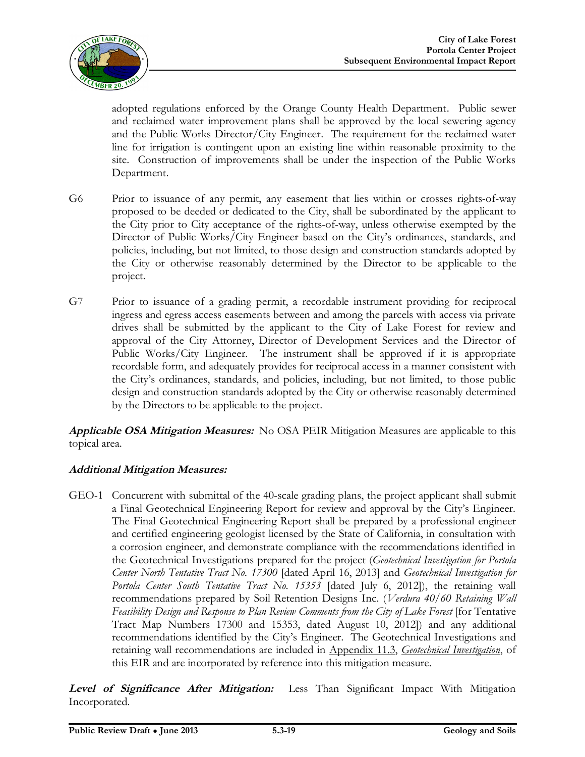adopted regulations enforced by the Orange County Health Department. Public sewer and reclaimed water improvement plans shall be approved by the local sewering agency and the Public Works Director/City Engineer. The requirement for the reclaimed water line for irrigation is contingent upon an existing line within reasonable proximity to the site. Construction of improvements shall be under the inspection of the Public Works Department.

G6 Prior to issuance of any permit, any easement that lies within or crosses rights-of-way proposed to be deeded or dedicated to the City, shall be subordinated by the applicant to the City prior to City acceptance of the rights-of-way, unless otherwise exempted by the Director of Public Works/City Engineer based on the City's ordinances, standards, and policies, including, but not limited, to those design and construction standards adopted by the City or otherwise reasonably determined by the Director to be applicable to the project.

G7 Prior to issuance of a grading permit, a recordable instrument providing for reciprocal ingress and egress access easements between and among the parcels with access via private drives shall be submitted by the applicant to the City of Lake Forest for review and approval of the City Attorney, Director of Development Services and the Director of Public Works/City Engineer. The instrument shall be approved if it is appropriate recordable form, and adequately provides for reciprocal access in a manner consistent with the City's ordinances, standards, and policies, including, but not limited, to those public design and construction standards adopted by the City or otherwise reasonably determined by the Directors to be applicable to the project.

***Applicable OSA Mitigation Measures:*** No OSA PEIR Mitigation Measures are applicable to this topical area.

***Additional Mitigation Measures:***

GEO-1 Concurrent with submittal of the 40-scale grading plans, the project applicant shall submit a Final Geotechnical Engineering Report for review and approval by the City's Engineer. The Final Geotechnical Engineering Report shall be prepared by a professional engineer and certified engineering geologist licensed by the State of California, in consultation with a corrosion engineer, and demonstrate compliance with the recommendations identified in the Geotechnical Investigations prepared for the project (*Geotechnical Investigation for Portola Center North Tentative Tract No. 17300* [dated April 16, 2013] and *Geotechnical Investigation for Portola Center South Tentative Tract No. 15353* [dated July 6, 2012]), the retaining wall recommendations prepared by Soil Retention Designs Inc. (*Verdura 40/60 Retaining Wall Feasibility Design and Response to Plan Review Comments from the City of Lake Forest* [for Tentative Tract Map Numbers 17300 and 15353, dated August 10, 2012]) and any additional recommendations identified by the City's Engineer. The Geotechnical Investigations and retaining wall recommendations are included in Appendix 11.3, *Geotechnical Investigation*, of this EIR and are incorporated by reference into this mitigation measure.

***Level of Significance After Mitigation:*** Less Than Significant Impact With Mitigation Incorporated.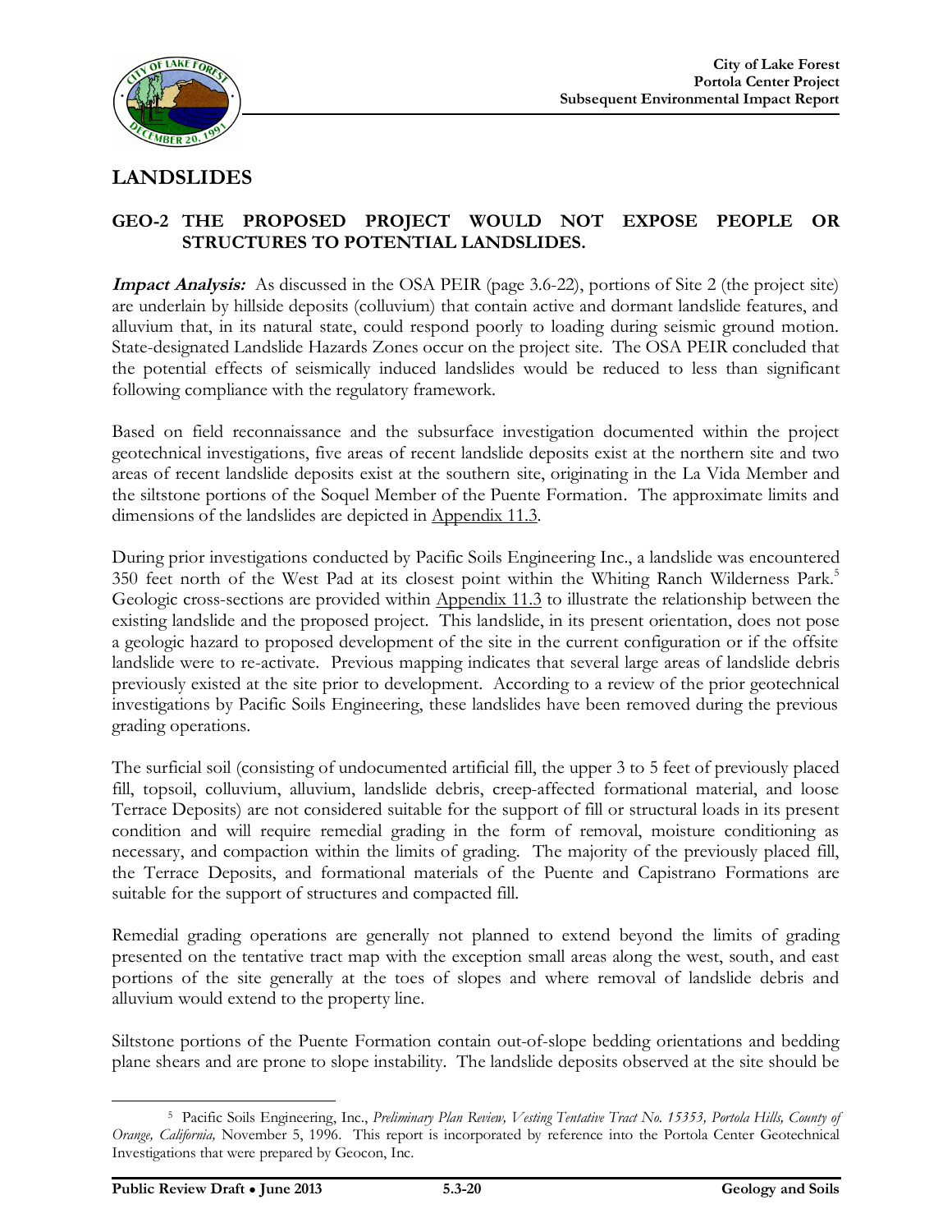## LANDSLIDES

### GEO-2 THE PROPOSED PROJECT WOULD NOT EXPOSE PEOPLE OR STRUCTURES TO POTENTIAL LANDSLIDES.

***Impact Analysis:*** As discussed in the OSA PEIR (page 3.6-22), portions of Site 2 (the project site) are underlain by hillside deposits (colluvium) that contain active and dormant landslide features, and alluvium that, in its natural state, could respond poorly to loading during seismic ground motion. State-designated Landslide Hazards Zones occur on the project site. The OSA PEIR concluded that the potential effects of seismically induced landslides would be reduced to less than significant following compliance with the regulatory framework.

Based on field reconnaissance and the subsurface investigation documented within the project geotechnical investigations, five areas of recent landslide deposits exist at the northern site and two areas of recent landslide deposits exist at the southern site, originating in the La Vida Member and the siltstone portions of the Soquel Member of the Puente Formation. The approximate limits and dimensions of the landslides are depicted in Appendix 11.3.

During prior investigations conducted by Pacific Soils Engineering Inc., a landslide was encountered 350 feet north of the West Pad at its closest point within the Whiting Ranch Wilderness Park.[5] Geologic cross-sections are provided within Appendix 11.3 to illustrate the relationship between the existing landslide and the proposed project. This landslide, in its present orientation, does not pose a geologic hazard to proposed development of the site in the current configuration or if the offsite landslide were to re-activate. Previous mapping indicates that several large areas of landslide debris previously existed at the site prior to development. According to a review of the prior geotechnical investigations by Pacific Soils Engineering, these landslides have been removed during the previous grading operations.

The surficial soil (consisting of undocumented artificial fill, the upper 3 to 5 feet of previously placed fill, topsoil, colluvium, alluvium, landslide debris, creep-affected formational material, and loose Terrace Deposits) are not considered suitable for the support of fill or structural loads in its present condition and will require remedial grading in the form of removal, moisture conditioning as necessary, and compaction within the limits of grading. The majority of the previously placed fill, the Terrace Deposits, and formational materials of the Puente and Capistrano Formations are suitable for the support of structures and compacted fill.

Remedial grading operations are generally not planned to extend beyond the limits of grading presented on the tentative tract map with the exception small areas along the west, south, and east portions of the site generally at the toes of slopes and where removal of landslide debris and alluvium would extend to the property line.

Siltstone portions of the Puente Formation contain out-of-slope bedding orientations and bedding plane shears and are prone to slope instability. The landslide deposits observed at the site should be

---

[5] Pacific Soils Engineering, Inc., *Preliminary Plan Review, Vesting Tentative Tract No. 15353, Portola Hills, County of Orange, California,* November 5, 1996. This report is incorporated by reference into the Portola Center Geotechnical Investigations that were prepared by Geocon, Inc.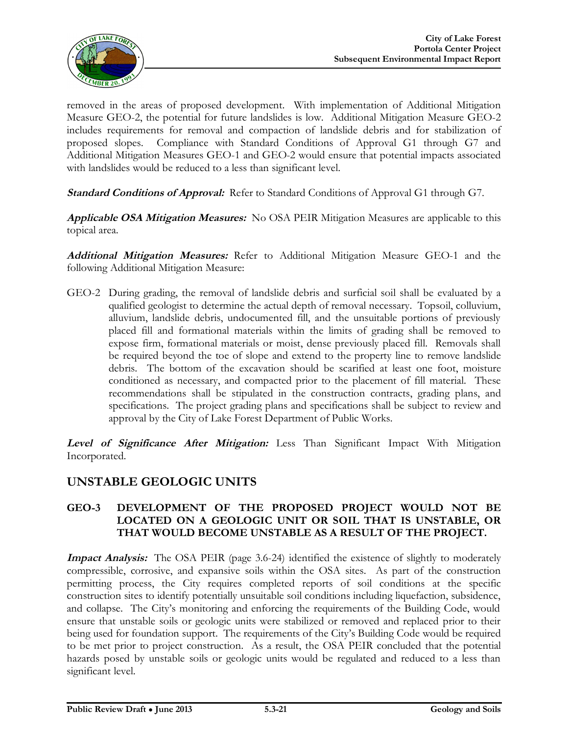removed in the areas of proposed development. With implementation of Additional Mitigation Measure GEO-2, the potential for future landslides is low. Additional Mitigation Measure GEO-2 includes requirements for removal and compaction of landslide debris and for stabilization of proposed slopes. Compliance with Standard Conditions of Approval G1 through G7 and Additional Mitigation Measures GEO-1 and GEO-2 would ensure that potential impacts associated with landslides would be reduced to a less than significant level.

***Standard Conditions of Approval:*** Refer to Standard Conditions of Approval G1 through G7.

***Applicable OSA Mitigation Measures:*** No OSA PEIR Mitigation Measures are applicable to this topical area.

***Additional Mitigation Measures:*** Refer to Additional Mitigation Measure GEO-1 and the following Additional Mitigation Measure:

GEO-2 During grading, the removal of landslide debris and surficial soil shall be evaluated by a qualified geologist to determine the actual depth of removal necessary. Topsoil, colluvium, alluvium, landslide debris, undocumented fill, and the unsuitable portions of previously placed fill and formational materials within the limits of grading shall be removed to expose firm, formational materials or moist, dense previously placed fill. Removals shall be required beyond the toe of slope and extend to the property line to remove landslide debris. The bottom of the excavation should be scarified at least one foot, moisture conditioned as necessary, and compacted prior to the placement of fill material. These recommendations shall be stipulated in the construction contracts, grading plans, and specifications. The project grading plans and specifications shall be subject to review and approval by the City of Lake Forest Department of Public Works.

***Level of Significance After Mitigation:*** Less Than Significant Impact With Mitigation Incorporated.

## UNSTABLE GEOLOGIC UNITS

### GEO-3 DEVELOPMENT OF THE PROPOSED PROJECT WOULD NOT BE LOCATED ON A GEOLOGIC UNIT OR SOIL THAT IS UNSTABLE, OR THAT WOULD BECOME UNSTABLE AS A RESULT OF THE PROJECT.

***Impact Analysis:*** The OSA PEIR (page 3.6-24) identified the existence of slightly to moderately compressible, corrosive, and expansive soils within the OSA sites. As part of the construction permitting process, the City requires completed reports of soil conditions at the specific construction sites to identify potentially unsuitable soil conditions including liquefaction, subsidence, and collapse. The City's monitoring and enforcing the requirements of the Building Code, would ensure that unstable soils or geologic units were stabilized or removed and replaced prior to their being used for foundation support. The requirements of the City's Building Code would be required to be met prior to project construction. As a result, the OSA PEIR concluded that the potential hazards posed by unstable soils or geologic units would be regulated and reduced to a less than significant level.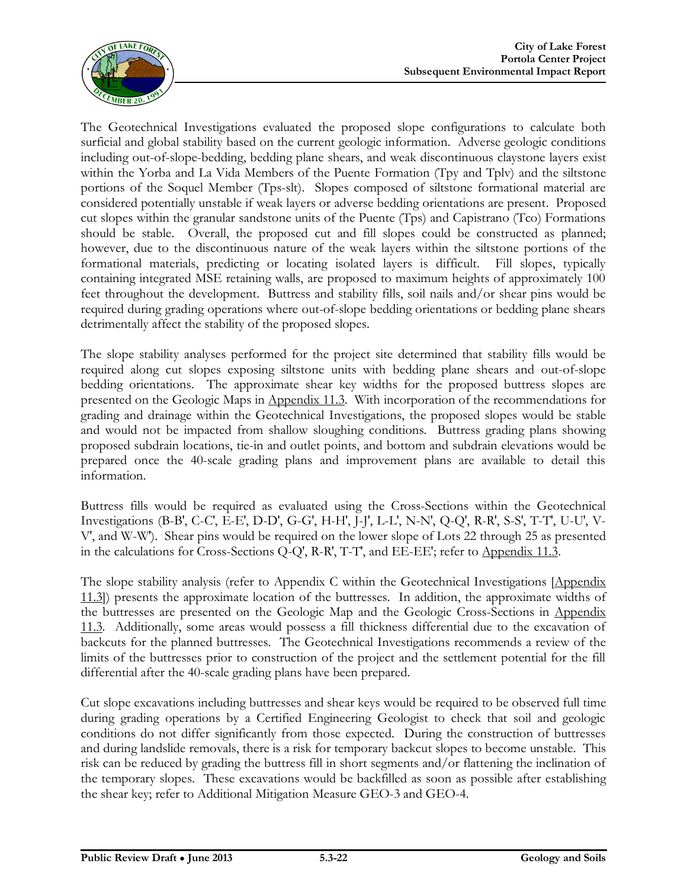The Geotechnical Investigations evaluated the proposed slope configurations to calculate both surficial and global stability based on the current geologic information. Adverse geologic conditions including out-of-slope-bedding, bedding plane shears, and weak discontinuous claystone layers exist within the Yorba and La Vida Members of the Puente Formation (Tpy and Tplv) and the siltstone portions of the Soquel Member (Tps-slt). Slopes composed of siltstone formational material are considered potentially unstable if weak layers or adverse bedding orientations are present. Proposed cut slopes within the granular sandstone units of the Puente (Tps) and Capistrano (Tco) Formations should be stable. Overall, the proposed cut and fill slopes could be constructed as planned; however, due to the discontinuous nature of the weak layers within the siltstone portions of the formational materials, predicting or locating isolated layers is difficult. Fill slopes, typically containing integrated MSE retaining walls, are proposed to maximum heights of approximately 100 feet throughout the development. Buttress and stability fills, soil nails and/or shear pins would be required during grading operations where out-of-slope bedding orientations or bedding plane shears detrimentally affect the stability of the proposed slopes.

The slope stability analyses performed for the project site determined that stability fills would be required along cut slopes exposing siltstone units with bedding plane shears and out-of-slope bedding orientations. The approximate shear key widths for the proposed buttress slopes are presented on the Geologic Maps in Appendix 11.3. With incorporation of the recommendations for grading and drainage within the Geotechnical Investigations, the proposed slopes would be stable and would not be impacted from shallow sloughing conditions. Buttress grading plans showing proposed subdrain locations, tie-in and outlet points, and bottom and subdrain elevations would be prepared once the 40-scale grading plans and improvement plans are available to detail this information.

Buttress fills would be required as evaluated using the Cross-Sections within the Geotechnical Investigations (B-B', C-C', E-E', D-D', G-G', H-H', J-J', L-L', N-N', Q-Q', R-R', S-S', T-T', U-U', V-V', and W-W'). Shear pins would be required on the lower slope of Lots 22 through 25 as presented in the calculations for Cross-Sections Q-Q', R-R', T-T', and EE-EE'; refer to Appendix 11.3.

The slope stability analysis (refer to Appendix C within the Geotechnical Investigations [Appendix 11.3]) presents the approximate location of the buttresses. In addition, the approximate widths of the buttresses are presented on the Geologic Map and the Geologic Cross-Sections in Appendix 11.3. Additionally, some areas would possess a fill thickness differential due to the excavation of backcuts for the planned buttresses. The Geotechnical Investigations recommends a review of the limits of the buttresses prior to construction of the project and the settlement potential for the fill differential after the 40-scale grading plans have been prepared.

Cut slope excavations including buttresses and shear keys would be required to be observed full time during grading operations by a Certified Engineering Geologist to check that soil and geologic conditions do not differ significantly from those expected. During the construction of buttresses and during landslide removals, there is a risk for temporary backcut slopes to become unstable. This risk can be reduced by grading the buttress fill in short segments and/or flattening the inclination of the temporary slopes. These excavations would be backfilled as soon as possible after establishing the shear key; refer to Additional Mitigation Measure GEO-3 and GEO-4.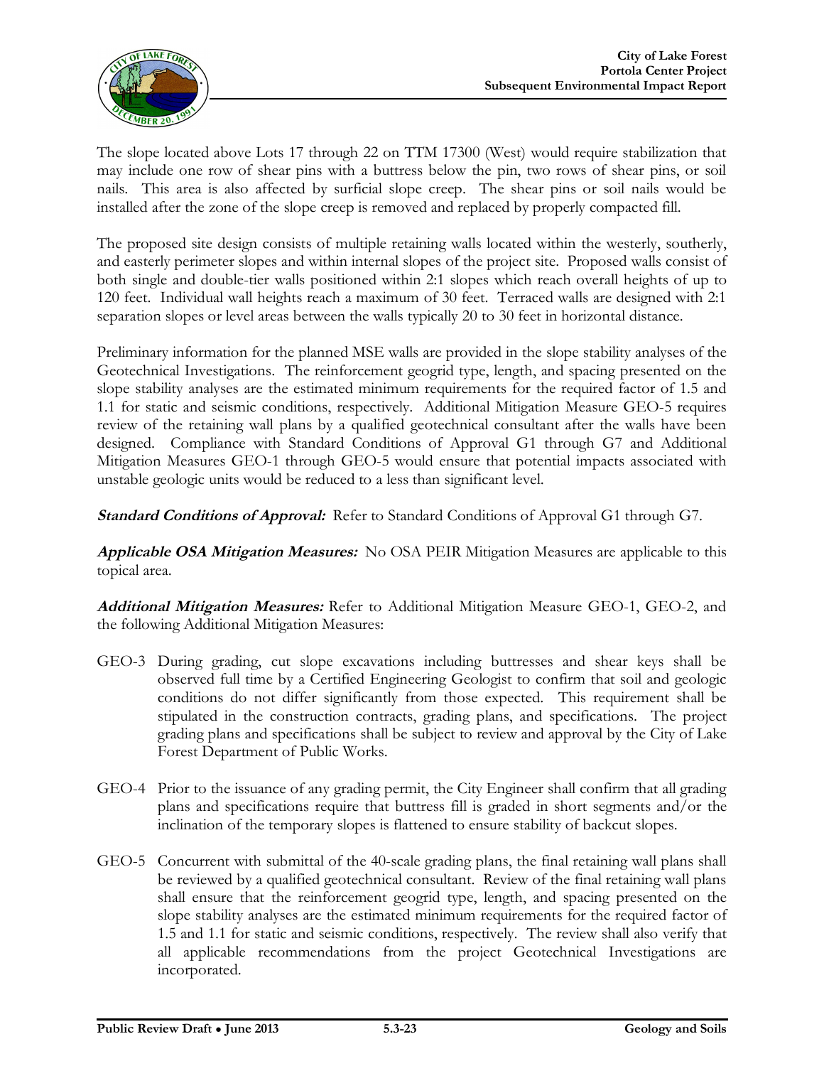The slope located above Lots 17 through 22 on TTM 17300 (West) would require stabilization that may include one row of shear pins with a buttress below the pin, two rows of shear pins, or soil nails. This area is also affected by surficial slope creep. The shear pins or soil nails would be installed after the zone of the slope creep is removed and replaced by properly compacted fill.

The proposed site design consists of multiple retaining walls located within the westerly, southerly, and easterly perimeter slopes and within internal slopes of the project site. Proposed walls consist of both single and double-tier walls positioned within 2:1 slopes which reach overall heights of up to 120 feet. Individual wall heights reach a maximum of 30 feet. Terraced walls are designed with 2:1 separation slopes or level areas between the walls typically 20 to 30 feet in horizontal distance.

Preliminary information for the planned MSE walls are provided in the slope stability analyses of the Geotechnical Investigations. The reinforcement geogrid type, length, and spacing presented on the slope stability analyses are the estimated minimum requirements for the required factor of 1.5 and 1.1 for static and seismic conditions, respectively. Additional Mitigation Measure GEO-5 requires review of the retaining wall plans by a qualified geotechnical consultant after the walls have been designed. Compliance with Standard Conditions of Approval G1 through G7 and Additional Mitigation Measures GEO-1 through GEO-5 would ensure that potential impacts associated with unstable geologic units would be reduced to a less than significant level.

***Standard Conditions of Approval:*** Refer to Standard Conditions of Approval G1 through G7.

***Applicable OSA Mitigation Measures:*** No OSA PEIR Mitigation Measures are applicable to this topical area.

***Additional Mitigation Measures:*** Refer to Additional Mitigation Measure GEO-1, GEO-2, and the following Additional Mitigation Measures:

GEO-3 During grading, cut slope excavations including buttresses and shear keys shall be observed full time by a Certified Engineering Geologist to confirm that soil and geologic conditions do not differ significantly from those expected. This requirement shall be stipulated in the construction contracts, grading plans, and specifications. The project grading plans and specifications shall be subject to review and approval by the City of Lake Forest Department of Public Works.

GEO-4 Prior to the issuance of any grading permit, the City Engineer shall confirm that all grading plans and specifications require that buttress fill is graded in short segments and/or the inclination of the temporary slopes is flattened to ensure stability of backcut slopes.

GEO-5 Concurrent with submittal of the 40-scale grading plans, the final retaining wall plans shall be reviewed by a qualified geotechnical consultant. Review of the final retaining wall plans shall ensure that the reinforcement geogrid type, length, and spacing presented on the slope stability analyses are the estimated minimum requirements for the required factor of 1.5 and 1.1 for static and seismic conditions, respectively. The review shall also verify that all applicable recommendations from the project Geotechnical Investigations are incorporated.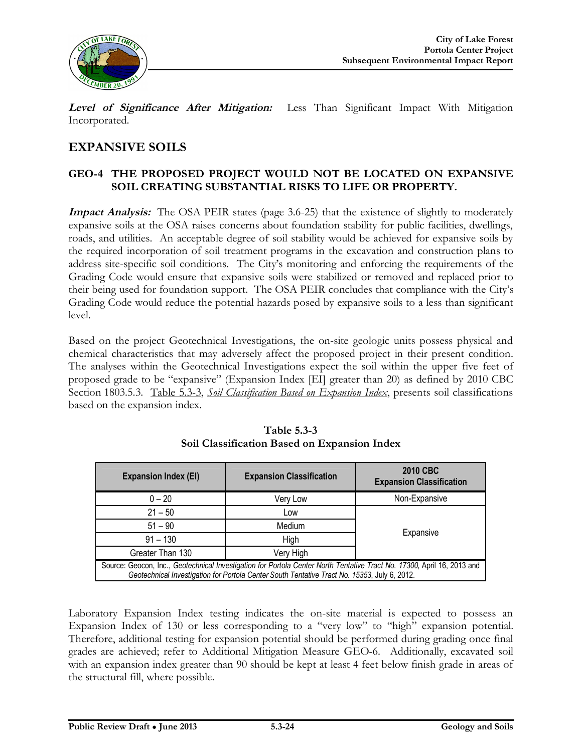***Level of Significance After Mitigation:*** Less Than Significant Impact With Mitigation Incorporated.

## EXPANSIVE SOILS

### GEO-4 THE PROPOSED PROJECT WOULD NOT BE LOCATED ON EXPANSIVE SOIL CREATING SUBSTANTIAL RISKS TO LIFE OR PROPERTY.

***Impact Analysis:*** The OSA PEIR states (page 3.6-25) that the existence of slightly to moderately expansive soils at the OSA raises concerns about foundation stability for public facilities, dwellings, roads, and utilities. An acceptable degree of soil stability would be achieved for expansive soils by the required incorporation of soil treatment programs in the excavation and construction plans to address site-specific soil conditions. The City's monitoring and enforcing the requirements of the Grading Code would ensure that expansive soils were stabilized or removed and replaced prior to their being used for foundation support. The OSA PEIR concludes that compliance with the City's Grading Code would reduce the potential hazards posed by expansive soils to a less than significant level.

Based on the project Geotechnical Investigations, the on-site geologic units possess physical and chemical characteristics that may adversely affect the proposed project in their present condition. The analyses within the Geotechnical Investigations expect the soil within the upper five feet of proposed grade to be "expansive" (Expansion Index [EI] greater than 20) as defined by 2010 CBC Section 1803.5.3. Table 5.3-3, *Soil Classification Based on Expansion Index*, presents soil classifications based on the expansion index.

**Table 5.3-3**
**Soil Classification Based on Expansion Index**

| Expansion Index (EI) | Expansion Classification | 2010 CBC Expansion Classification |
|---|---|---|
| 0 – 20 | Very Low | Non-Expansive |
| 21 – 50 | Low | Expansive |
| 51 – 90 | Medium | |
| 91 – 130 | High | |
| Greater Than 130 | Very High | |

Source: Geocon, Inc., *Geotechnical Investigation for Portola Center North Tentative Tract No. 17300*, April 16, 2013 and *Geotechnical Investigation for Portola Center South Tentative Tract No. 15353*, July 6, 2012.

Laboratory Expansion Index testing indicates the on-site material is expected to possess an Expansion Index of 130 or less corresponding to a "very low" to "high" expansion potential. Therefore, additional testing for expansion potential should be performed during grading once final grades are achieved; refer to Additional Mitigation Measure GEO-6. Additionally, excavated soil with an expansion index greater than 90 should be kept at least 4 feet below finish grade in areas of the structural fill, where possible.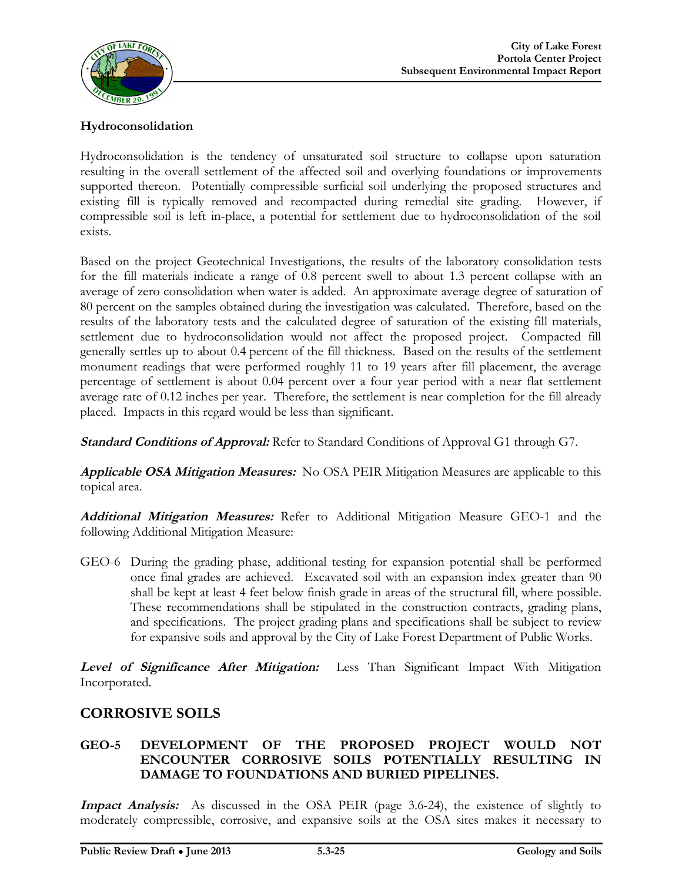### Hydroconsolidation

Hydroconsolidation is the tendency of unsaturated soil structure to collapse upon saturation resulting in the overall settlement of the affected soil and overlying foundations or improvements supported thereon. Potentially compressible surficial soil underlying the proposed structures and existing fill is typically removed and recompacted during remedial site grading. However, if compressible soil is left in-place, a potential for settlement due to hydroconsolidation of the soil exists.

Based on the project Geotechnical Investigations, the results of the laboratory consolidation tests for the fill materials indicate a range of 0.8 percent swell to about 1.3 percent collapse with an average of zero consolidation when water is added. An approximate average degree of saturation of 80 percent on the samples obtained during the investigation was calculated. Therefore, based on the results of the laboratory tests and the calculated degree of saturation of the existing fill materials, settlement due to hydroconsolidation would not affect the proposed project. Compacted fill generally settles up to about 0.4 percent of the fill thickness. Based on the results of the settlement monument readings that were performed roughly 11 to 19 years after fill placement, the average percentage of settlement is about 0.04 percent over a four year period with a near flat settlement average rate of 0.12 inches per year. Therefore, the settlement is near completion for the fill already placed. Impacts in this regard would be less than significant.

***Standard Conditions of Approval:*** Refer to Standard Conditions of Approval G1 through G7.

***Applicable OSA Mitigation Measures:*** No OSA PEIR Mitigation Measures are applicable to this topical area.

***Additional Mitigation Measures:*** Refer to Additional Mitigation Measure GEO-1 and the following Additional Mitigation Measure:

GEO-6 During the grading phase, additional testing for expansion potential shall be performed once final grades are achieved. Excavated soil with an expansion index greater than 90 shall be kept at least 4 feet below finish grade in areas of the structural fill, where possible. These recommendations shall be stipulated in the construction contracts, grading plans, and specifications. The project grading plans and specifications shall be subject to review for expansive soils and approval by the City of Lake Forest Department of Public Works.

***Level of Significance After Mitigation:*** Less Than Significant Impact With Mitigation Incorporated.

## CORROSIVE SOILS

### GEO-5 DEVELOPMENT OF THE PROPOSED PROJECT WOULD NOT ENCOUNTER CORROSIVE SOILS POTENTIALLY RESULTING IN DAMAGE TO FOUNDATIONS AND BURIED PIPELINES.

***Impact Analysis:*** As discussed in the OSA PEIR (page 3.6-24), the existence of slightly to moderately compressible, corrosive, and expansive soils at the OSA sites makes it necessary to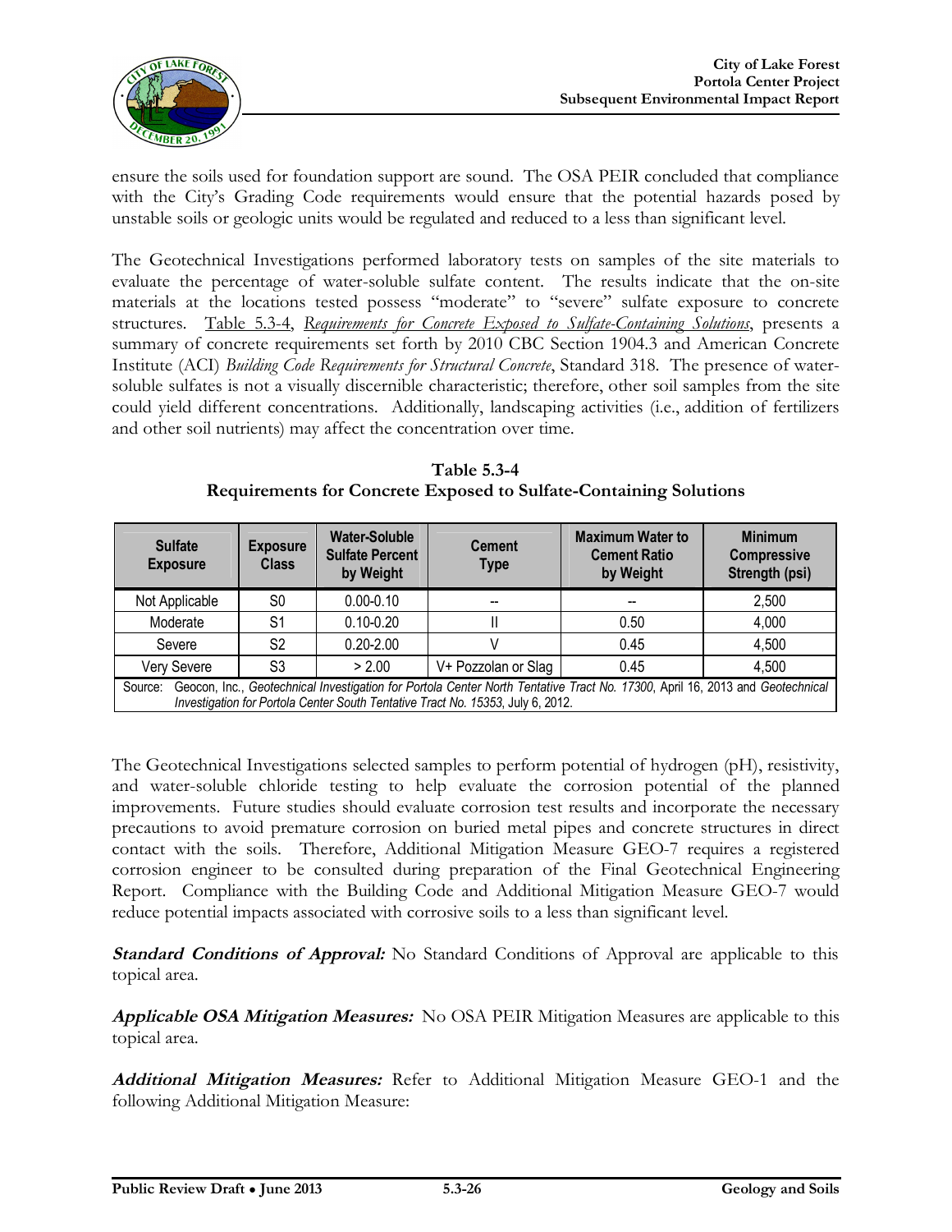ensure the soils used for foundation support are sound. The OSA PEIR concluded that compliance with the City's Grading Code requirements would ensure that the potential hazards posed by unstable soils or geologic units would be regulated and reduced to a less than significant level.

The Geotechnical Investigations performed laboratory tests on samples of the site materials to evaluate the percentage of water-soluble sulfate content. The results indicate that the on-site materials at the locations tested possess "moderate" to "severe" sulfate exposure to concrete structures. Table 5.3-4, *Requirements for Concrete Exposed to Sulfate-Containing Solutions*, presents a summary of concrete requirements set forth by 2010 CBC Section 1904.3 and American Concrete Institute (ACI) *Building Code Requirements for Structural Concrete*, Standard 318. The presence of water-soluble sulfates is not a visually discernible characteristic; therefore, other soil samples from the site could yield different concentrations. Additionally, landscaping activities (i.e., addition of fertilizers and other soil nutrients) may affect the concentration over time.

**Table 5.3-4**
**Requirements for Concrete Exposed to Sulfate-Containing Solutions**

| Sulfate Exposure | Exposure Class | Water-Soluble Sulfate Percent by Weight | Cement Type | Maximum Water to Cement Ratio by Weight | Minimum Compressive Strength (psi) |
|---|---|---|---|---|---|
| Not Applicable | S0 | 0.00-0.10 | -- | -- | 2,500 |
| Moderate | S1 | 0.10-0.20 | II | 0.50 | 4,000 |
| Severe | S2 | 0.20-2.00 | V | 0.45 | 4,500 |
| Very Severe | S3 | > 2.00 | V+ Pozzolan or Slag | 0.45 | 4,500 |
| Source: Geocon, Inc., *Geotechnical Investigation for Portola Center North Tentative Tract No. 17300*, April 16, 2013 and *Geotechnical Investigation for Portola Center South Tentative Tract No. 15353*, July 6, 2012. | | | | | |

The Geotechnical Investigations selected samples to perform potential of hydrogen (pH), resistivity, and water-soluble chloride testing to help evaluate the corrosion potential of the planned improvements. Future studies should evaluate corrosion test results and incorporate the necessary precautions to avoid premature corrosion on buried metal pipes and concrete structures in direct contact with the soils. Therefore, Additional Mitigation Measure GEO-7 requires a registered corrosion engineer to be consulted during preparation of the Final Geotechnical Engineering Report. Compliance with the Building Code and Additional Mitigation Measure GEO-7 would reduce potential impacts associated with corrosive soils to a less than significant level.

***Standard Conditions of Approval:*** No Standard Conditions of Approval are applicable to this topical area.

***Applicable OSA Mitigation Measures:*** No OSA PEIR Mitigation Measures are applicable to this topical area.

***Additional Mitigation Measures:*** Refer to Additional Mitigation Measure GEO-1 and the following Additional Mitigation Measure: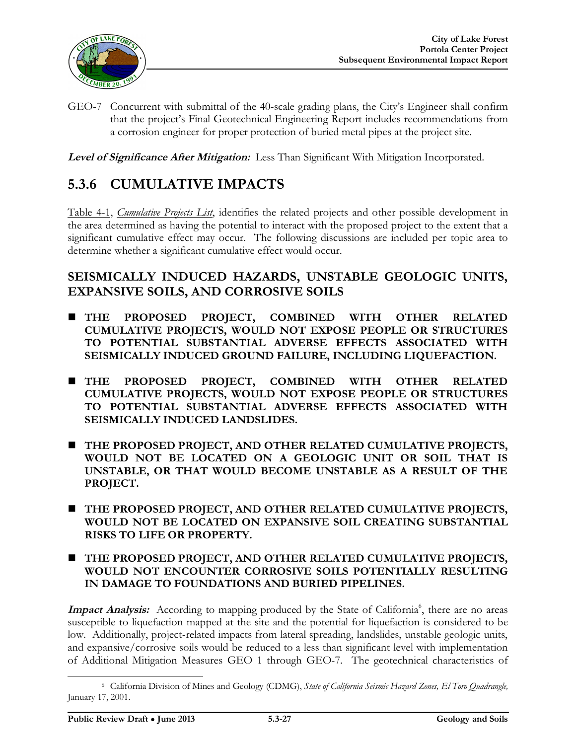GEO-7 Concurrent with submittal of the 40-scale grading plans, the City's Engineer shall confirm that the project's Final Geotechnical Engineering Report includes recommendations from a corrosion engineer for proper protection of buried metal pipes at the project site.

***Level of Significance After Mitigation:*** Less Than Significant With Mitigation Incorporated.

## 5.3.6 CUMULATIVE IMPACTS

Table 4-1, *Cumulative Projects List*, identifies the related projects and other possible development in the area determined as having the potential to interact with the proposed project to the extent that a significant cumulative effect may occur. The following discussions are included per topic area to determine whether a significant cumulative effect would occur.

### SEISMICALLY INDUCED HAZARDS, UNSTABLE GEOLOGIC UNITS, EXPANSIVE SOILS, AND CORROSIVE SOILS

- **THE PROPOSED PROJECT, COMBINED WITH OTHER RELATED CUMULATIVE PROJECTS, WOULD NOT EXPOSE PEOPLE OR STRUCTURES TO POTENTIAL SUBSTANTIAL ADVERSE EFFECTS ASSOCIATED WITH SEISMICALLY INDUCED GROUND FAILURE, INCLUDING LIQUEFACTION.**

- **THE PROPOSED PROJECT, COMBINED WITH OTHER RELATED CUMULATIVE PROJECTS, WOULD NOT EXPOSE PEOPLE OR STRUCTURES TO POTENTIAL SUBSTANTIAL ADVERSE EFFECTS ASSOCIATED WITH SEISMICALLY INDUCED LANDSLIDES.**

- **THE PROPOSED PROJECT, AND OTHER RELATED CUMULATIVE PROJECTS, WOULD NOT BE LOCATED ON A GEOLOGIC UNIT OR SOIL THAT IS UNSTABLE, OR THAT WOULD BECOME UNSTABLE AS A RESULT OF THE PROJECT.**

- **THE PROPOSED PROJECT, AND OTHER RELATED CUMULATIVE PROJECTS, WOULD NOT BE LOCATED ON EXPANSIVE SOIL CREATING SUBSTANTIAL RISKS TO LIFE OR PROPERTY.**

- **THE PROPOSED PROJECT, AND OTHER RELATED CUMULATIVE PROJECTS, WOULD NOT ENCOUNTER CORROSIVE SOILS POTENTIALLY RESULTING IN DAMAGE TO FOUNDATIONS AND BURIED PIPELINES.**

***Impact Analysis:*** According to mapping produced by the State of California[6], there are no areas susceptible to liquefaction mapped at the site and the potential for liquefaction is considered to be low. Additionally, project-related impacts from lateral spreading, landslides, unstable geologic units, and expansive/corrosive soils would be reduced to a less than significant level with implementation of Additional Mitigation Measures GEO 1 through GEO-7. The geotechnical characteristics of

---

[6] California Division of Mines and Geology (CDMG), *State of California Seismic Hazard Zones, El Toro Quadrangle,* January 17, 2001.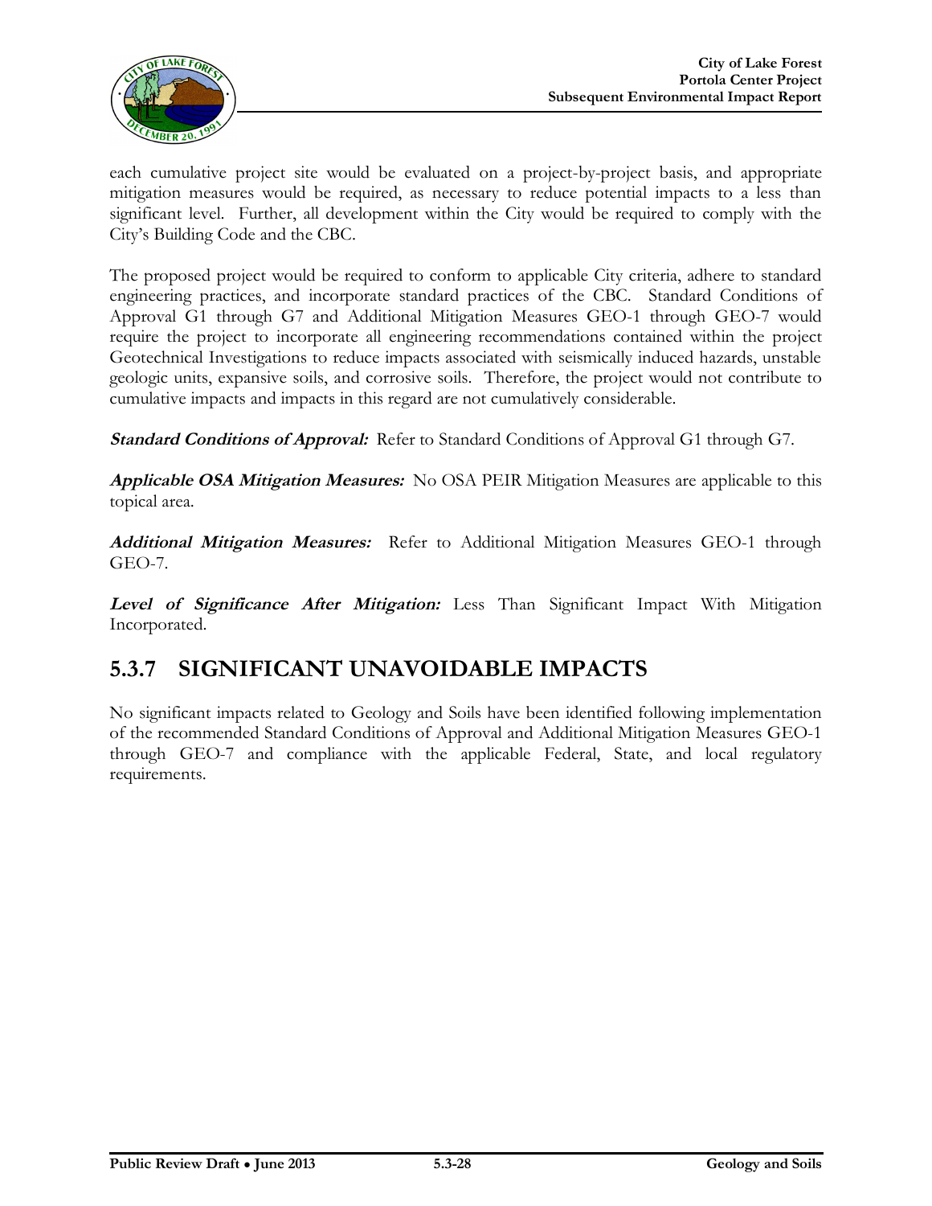each cumulative project site would be evaluated on a project-by-project basis, and appropriate mitigation measures would be required, as necessary to reduce potential impacts to a less than significant level. Further, all development within the City would be required to comply with the City's Building Code and the CBC.

The proposed project would be required to conform to applicable City criteria, adhere to standard engineering practices, and incorporate standard practices of the CBC. Standard Conditions of Approval G1 through G7 and Additional Mitigation Measures GEO-1 through GEO-7 would require the project to incorporate all engineering recommendations contained within the project Geotechnical Investigations to reduce impacts associated with seismically induced hazards, unstable geologic units, expansive soils, and corrosive soils. Therefore, the project would not contribute to cumulative impacts and impacts in this regard are not cumulatively considerable.

***Standard Conditions of Approval:*** Refer to Standard Conditions of Approval G1 through G7.

***Applicable OSA Mitigation Measures:*** No OSA PEIR Mitigation Measures are applicable to this topical area.

***Additional Mitigation Measures:*** Refer to Additional Mitigation Measures GEO-1 through GEO-7.

***Level of Significance After Mitigation:*** Less Than Significant Impact With Mitigation Incorporated.

## 5.3.7 SIGNIFICANT UNAVOIDABLE IMPACTS

No significant impacts related to Geology and Soils have been identified following implementation of the recommended Standard Conditions of Approval and Additional Mitigation Measures GEO-1 through GEO-7 and compliance with the applicable Federal, State, and local regulatory requirements.